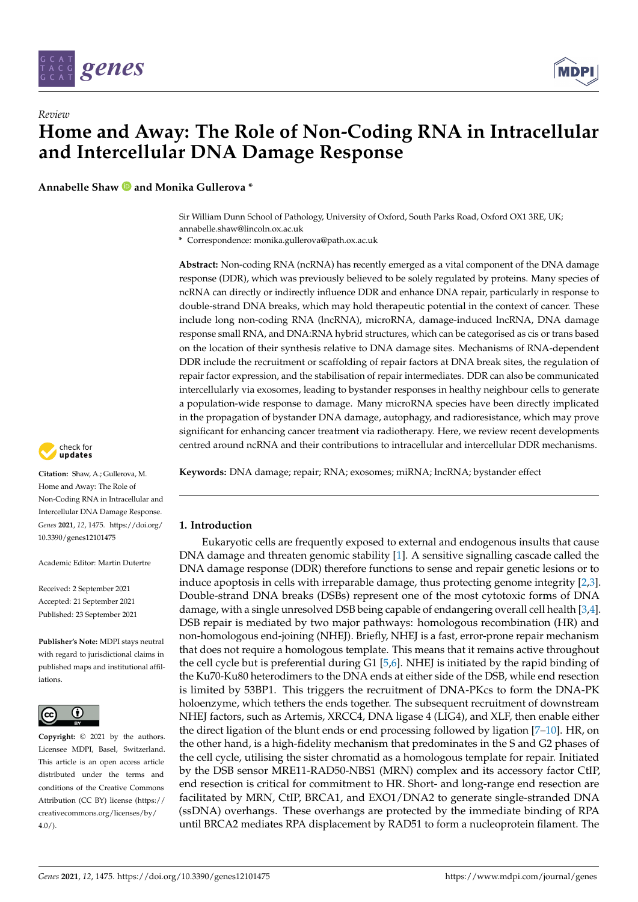*Review*

# Home and Away: The Role of Non-Coding RNA in Intracellular and Intercellular DNA Damage Response

**Annabelle Shaw and Monika Gullerova \***

Sir William Dunn School of Pathology, University of Oxford, South Parks Road, Oxford OX1 3RE, UK; annabelle.shaw@lincoln.ox.ac.uk

\* Correspondence: monika.gullerova@path.ox.ac.uk

**Abstract:** Non-coding RNA (ncRNA) has recently emerged as a vital component of the DNA damage response (DDR), which was previously believed to be solely regulated by proteins. Many species of ncRNA can directly or indirectly influence DDR and enhance DNA repair, particularly in response to double-strand DNA breaks, which may hold therapeutic potential in the context of cancer. These include long non-coding RNA (lncRNA), microRNA, damage-induced lncRNA, DNA damage response small RNA, and DNA:RNA hybrid structures, which can be categorised as cis or trans based on the location of their synthesis relative to DNA damage sites. Mechanisms of RNA-dependent DDR include the recruitment or scaffolding of repair factors at DNA break sites, the regulation of repair factor expression, and the stabilisation of repair intermediates. DDR can also be communicated intercellularly via exosomes, leading to bystander responses in healthy neighbour cells to generate a population-wide response to damage. Many microRNA species have been directly implicated in the propagation of bystander DNA damage, autophagy, and radioresistance, which may prove significant for enhancing cancer treatment via radiotherapy. Here, we review recent developments centred around ncRNA and their contributions to intracellular and intercellular DDR mechanisms.

**Keywords:** DNA damage; repair; RNA; exosomes; miRNA; lncRNA; bystander effect

**Citation:** Shaw, A.; Gullerova, M. Home and Away: The Role of Non-Coding RNA in Intracellular and Intercellular DNA Damage Response. *Genes* **2021**, *12*, 1475. https://doi.org/10.3390/genes12101475

Academic Editor: Martin Dutertre

Received: 2 September 2021
Accepted: 21 September 2021
Published: 23 September 2021

**Publisher's Note:** MDPI stays neutral with regard to jurisdictional claims in published maps and institutional affiliations.

**Copyright:** © 2021 by the authors. Licensee MDPI, Basel, Switzerland. This article is an open access article distributed under the terms and conditions of the Creative Commons Attribution (CC BY) license (https://creativecommons.org/licenses/by/4.0/).

## 1. Introduction

Eukaryotic cells are frequently exposed to external and endogenous insults that cause DNA damage and threaten genomic stability [1]. A sensitive signalling cascade called the DNA damage response (DDR) therefore functions to sense and repair genetic lesions or to induce apoptosis in cells with irreparable damage, thus protecting genome integrity [2,3]. Double-strand DNA breaks (DSBs) represent one of the most cytotoxic forms of DNA damage, with a single unresolved DSB being capable of endangering overall cell health [3,4]. DSB repair is mediated by two major pathways: homologous recombination (HR) and non-homologous end-joining (NHEJ). Briefly, NHEJ is a fast, error-prone repair mechanism that does not require a homologous template. This means that it remains active throughout the cell cycle but is preferential during G1 [5,6]. NHEJ is initiated by the rapid binding of the Ku70-Ku80 heterodimers to the DNA ends at either side of the DSB, while end resection is limited by 53BP1. This triggers the recruitment of DNA-PKcs to form the DNA-PK holoenzyme, which tethers the ends together. The subsequent recruitment of downstream NHEJ factors, such as Artemis, XRCC4, DNA ligase 4 (LIG4), and XLF, then enable either the direct ligation of the blunt ends or end processing followed by ligation [7–10]. HR, on the other hand, is a high-fidelity mechanism that predominates in the S and G2 phases of the cell cycle, utilising the sister chromatid as a homologous template for repair. Initiated by the DSB sensor MRE11-RAD50-NBS1 (MRN) complex and its accessory factor CtIP, end resection is critical for commitment to HR. Short- and long-range end resection are facilitated by MRN, CtIP, BRCA1, and EXO1/DNA2 to generate single-stranded DNA (ssDNA) overhangs. These overhangs are protected by the immediate binding of RPA until BRCA2 mediates RPA displacement by RAD51 to form a nucleoprotein filament. The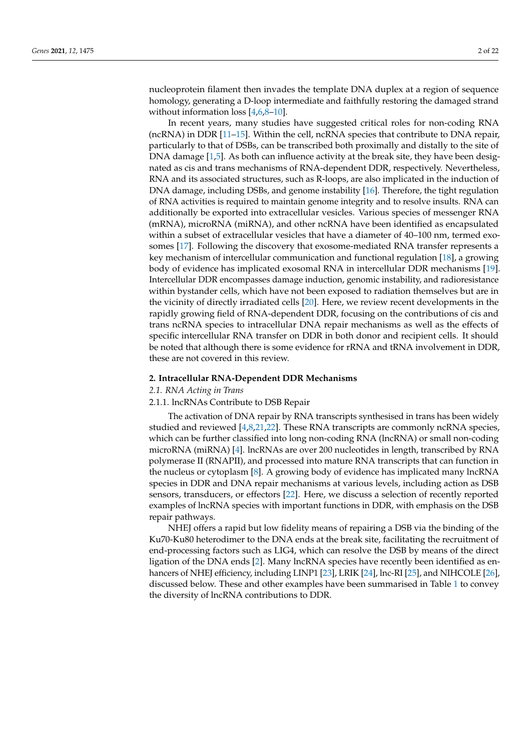nucleoprotein filament then invades the template DNA duplex at a region of sequence homology, generating a D-loop intermediate and faithfully restoring the damaged strand without information loss [4,6,8–10].

In recent years, many studies have suggested critical roles for non-coding RNA (ncRNA) in DDR [11–15]. Within the cell, ncRNA species that contribute to DNA repair, particularly to that of DSBs, can be transcribed both proximally and distally to the site of DNA damage [1,5]. As both can influence activity at the break site, they have been designated as cis and trans mechanisms of RNA-dependent DDR, respectively. Nevertheless, RNA and its associated structures, such as R-loops, are also implicated in the induction of DNA damage, including DSBs, and genome instability [16]. Therefore, the tight regulation of RNA activities is required to maintain genome integrity and to resolve insults. RNA can additionally be exported into extracellular vesicles. Various species of messenger RNA (mRNA), microRNA (miRNA), and other ncRNA have been identified as encapsulated within a subset of extracellular vesicles that have a diameter of 40–100 nm, termed exosomes [17]. Following the discovery that exosome-mediated RNA transfer represents a key mechanism of intercellular communication and functional regulation [18], a growing body of evidence has implicated exosomal RNA in intercellular DDR mechanisms [19]. Intercellular DDR encompasses damage induction, genomic instability, and radioresistance within bystander cells, which have not been exposed to radiation themselves but are in the vicinity of directly irradiated cells [20]. Here, we review recent developments in the rapidly growing field of RNA-dependent DDR, focusing on the contributions of cis and trans ncRNA species to intracellular DNA repair mechanisms as well as the effects of specific intercellular RNA transfer on DDR in both donor and recipient cells. It should be noted that although there is some evidence for rRNA and tRNA involvement in DDR, these are not covered in this review.

## 2. Intracellular RNA-Dependent DDR Mechanisms

### *2.1. RNA Acting in Trans*

#### 2.1.1. lncRNAs Contribute to DSB Repair

The activation of DNA repair by RNA transcripts synthesised in trans has been widely studied and reviewed [4,8,21,22]. These RNA transcripts are commonly ncRNA species, which can be further classified into long non-coding RNA (lncRNA) or small non-coding microRNA (miRNA) [4]. lncRNAs are over 200 nucleotides in length, transcribed by RNA polymerase II (RNAPII), and processed into mature RNA transcripts that can function in the nucleus or cytoplasm [8]. A growing body of evidence has implicated many lncRNA species in DDR and DNA repair mechanisms at various levels, including action as DSB sensors, transducers, or effectors [22]. Here, we discuss a selection of recently reported examples of lncRNA species with important functions in DDR, with emphasis on the DSB repair pathways.

NHEJ offers a rapid but low fidelity means of repairing a DSB via the binding of the Ku70-Ku80 heterodimer to the DNA ends at the break site, facilitating the recruitment of end-processing factors such as LIG4, which can resolve the DSB by means of the direct ligation of the DNA ends [2]. Many lncRNA species have recently been identified as enhancers of NHEJ efficiency, including LINP1 [23], LRIK [24], lnc-RI [25], and NIHCOLE [26], discussed below. These and other examples have been summarised in Table 1 to convey the diversity of lncRNA contributions to DDR.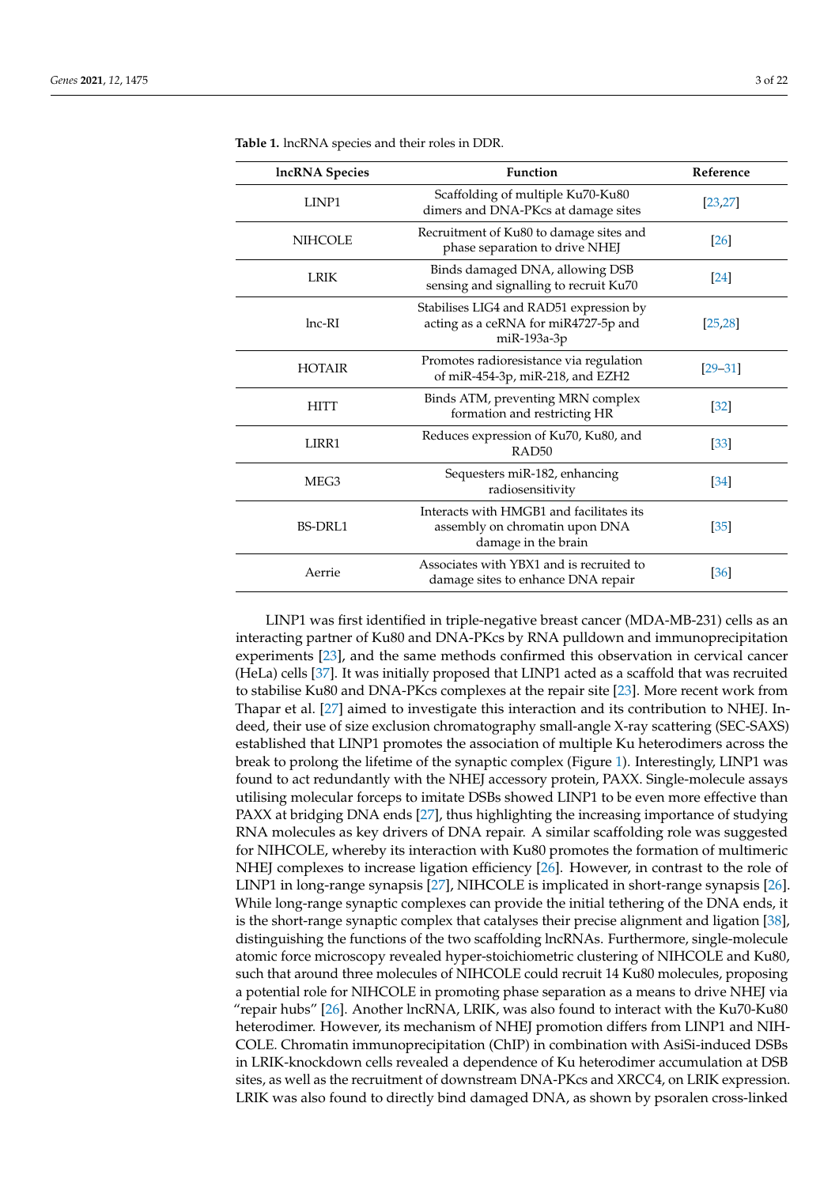**Table 1.** lncRNA species and their roles in DDR.

| lncRNA Species | Function | Reference |
|---|---|---|
| LINP1 | Scaffolding of multiple Ku70-Ku80 dimers and DNA-PKcs at damage sites | [23,27] |
| NIHCOLE | Recruitment of Ku80 to damage sites and phase separation to drive NHEJ | [26] |
| LRIK | Binds damaged DNA, allowing DSB sensing and signalling to recruit Ku70 | [24] |
| lnc-RI | Stabilises LIG4 and RAD51 expression by acting as a ceRNA for miR4727-5p and miR-193a-3p | [25,28] |
| HOTAIR | Promotes radioresistance via regulation of miR-454-3p, miR-218, and EZH2 | [29–31] |
| HITT | Binds ATM, preventing MRN complex formation and restricting HR | [32] |
| LIRR1 | Reduces expression of Ku70, Ku80, and RAD50 | [33] |
| MEG3 | Sequesters miR-182, enhancing radiosensitivity | [34] |
| BS-DRL1 | Interacts with HMGB1 and facilitates its assembly on chromatin upon DNA damage in the brain | [35] |
| Aerrie | Associates with YBX1 and is recruited to damage sites to enhance DNA repair | [36] |

LINP1 was first identified in triple-negative breast cancer (MDA-MB-231) cells as an interacting partner of Ku80 and DNA-PKcs by RNA pulldown and immunoprecipitation experiments [23], and the same methods confirmed this observation in cervical cancer (HeLa) cells [37]. It was initially proposed that LINP1 acted as a scaffold that was recruited to stabilise Ku80 and DNA-PKcs complexes at the repair site [23]. More recent work from Thapar et al. [27] aimed to investigate this interaction and its contribution to NHEJ. Indeed, their use of size exclusion chromatography small-angle X-ray scattering (SEC-SAXS) established that LINP1 promotes the association of multiple Ku heterodimers across the break to prolong the lifetime of the synaptic complex (Figure 1). Interestingly, LINP1 was found to act redundantly with the NHEJ accessory protein, PAXX. Single-molecule assays utilising molecular forceps to imitate DSBs showed LINP1 to be even more effective than PAXX at bridging DNA ends [27], thus highlighting the increasing importance of studying RNA molecules as key drivers of DNA repair. A similar scaffolding role was suggested for NIHCOLE, whereby its interaction with Ku80 promotes the formation of multimeric NHEJ complexes to increase ligation efficiency [26]. However, in contrast to the role of LINP1 in long-range synapsis [27], NIHCOLE is implicated in short-range synapsis [26]. While long-range synaptic complexes can provide the initial tethering of the DNA ends, it is the short-range synaptic complex that catalyses their precise alignment and ligation [38], distinguishing the functions of the two scaffolding lncRNAs. Furthermore, single-molecule atomic force microscopy revealed hyper-stoichiometric clustering of NIHCOLE and Ku80, such that around three molecules of NIHCOLE could recruit 14 Ku80 molecules, proposing a potential role for NIHCOLE in promoting phase separation as a means to drive NHEJ via "repair hubs" [26]. Another lncRNA, LRIK, was also found to interact with the Ku70-Ku80 heterodimer. However, its mechanism of NHEJ promotion differs from LINP1 and NIHCOLE. Chromatin immunoprecipitation (ChIP) in combination with AsiSi-induced DSBs in LRIK-knockdown cells revealed a dependence of Ku heterodimer accumulation at DSB sites, as well as the recruitment of downstream DNA-PKcs and XRCC4, on LRIK expression. LRIK was also found to directly bind damaged DNA, as shown by psoralen cross-linked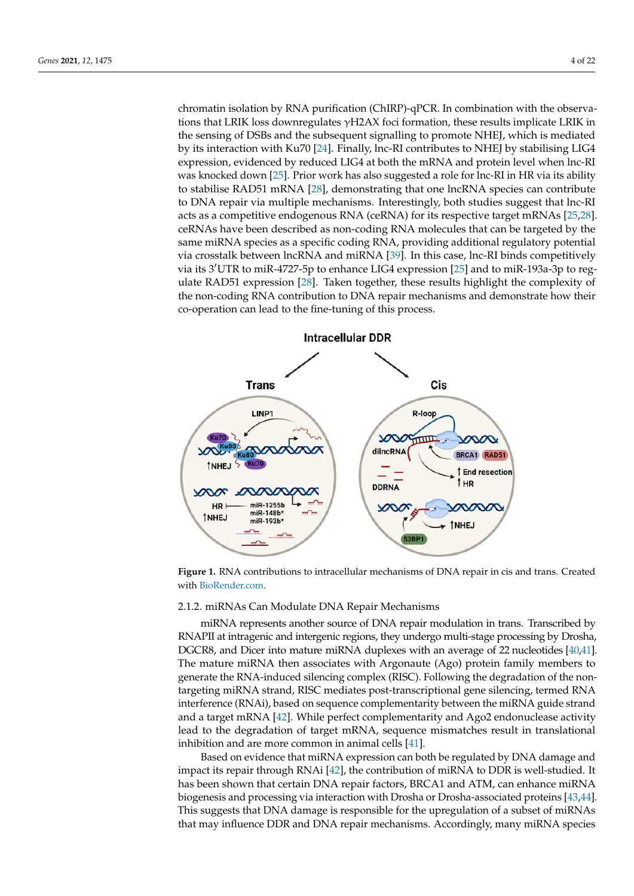chromatin isolation by RNA purification (ChIRP)-qPCR. In combination with the observations that LRIK loss downregulates γH2AX foci formation, these results implicate LRIK in the sensing of DSBs and the subsequent signalling to promote NHEJ, which is mediated by its interaction with Ku70 [24]. Finally, lnc-RI contributes to NHEJ by stabilising LIG4 expression, evidenced by reduced LIG4 at both the mRNA and protein level when lnc-RI was knocked down [25]. Prior work has also suggested a role for lnc-RI in HR via its ability to stabilise RAD51 mRNA [28], demonstrating that one lncRNA species can contribute to DNA repair via multiple mechanisms. Interestingly, both studies suggest that lnc-RI acts as a competitive endogenous RNA (ceRNA) for its respective target mRNAs [25,28]. ceRNAs have been described as non-coding RNA molecules that can be targeted by the same miRNA species as a specific coding RNA, providing additional regulatory potential via crosstalk between lncRNA and miRNA [39]. In this case, lnc-RI binds competitively via its 3′UTR to miR-4727-5p to enhance LIG4 expression [25] and to miR-193a-3p to regulate RAD51 expression [28]. Taken together, these results highlight the complexity of the non-coding RNA contribution to DNA repair mechanisms and demonstrate how their co-operation can lead to the fine-tuning of this process.

**Figure 1.** RNA contributions to intracellular mechanisms of DNA repair in cis and trans. Created with BioRender.com.

#### 2.1.2. miRNAs Can Modulate DNA Repair Mechanisms

miRNA represents another source of DNA repair modulation in trans. Transcribed by RNAPII at intragenic and intergenic regions, they undergo multi-stage processing by Drosha, DGCR8, and Dicer into mature miRNA duplexes with an average of 22 nucleotides [40,41]. The mature miRNA then associates with Argonaute (Ago) protein family members to generate the RNA-induced silencing complex (RISC). Following the degradation of the non-targeting miRNA strand, RISC mediates post-transcriptional gene silencing, termed RNA interference (RNAi), based on sequence complementarity between the miRNA guide strand and a target mRNA [42]. While perfect complementarity and Ago2 endonuclease activity lead to the degradation of target mRNA, sequence mismatches result in translational inhibition and are more common in animal cells [41].

Based on evidence that miRNA expression can both be regulated by DNA damage and impact its repair through RNAi [42], the contribution of miRNA to DDR is well-studied. It has been shown that certain DNA repair factors, BRCA1 and ATM, can enhance miRNA biogenesis and processing via interaction with Drosha or Drosha-associated proteins [43,44]. This suggests that DNA damage is responsible for the upregulation of a subset of miRNAs that may influence DDR and DNA repair mechanisms. Accordingly, many miRNA species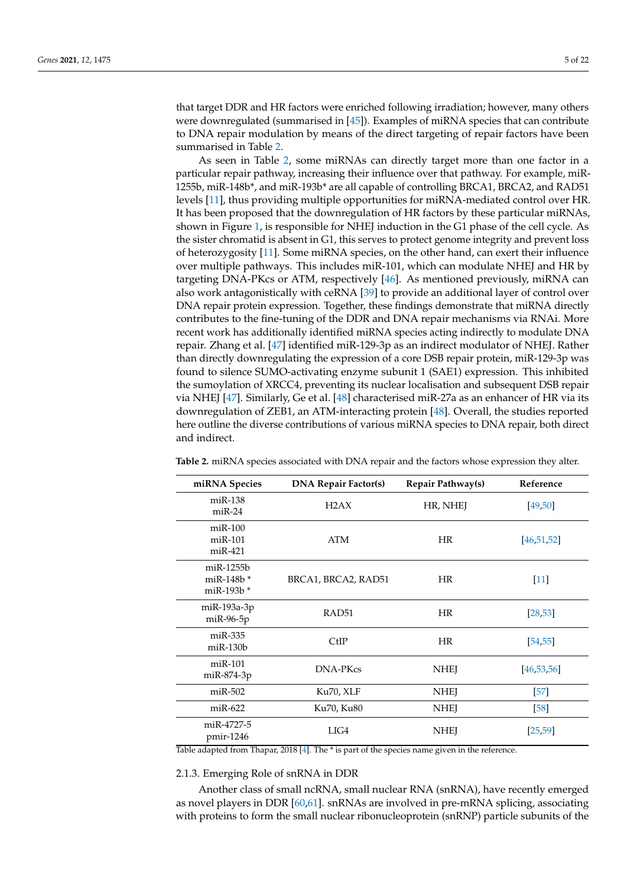that target DDR and HR factors were enriched following irradiation; however, many others were downregulated (summarised in [45]). Examples of miRNA species that can contribute to DNA repair modulation by means of the direct targeting of repair factors have been summarised in Table 2.

As seen in Table 2, some miRNAs can directly target more than one factor in a particular repair pathway, increasing their influence over that pathway. For example, miR-1255b, miR-148b*, and miR-193b* are all capable of controlling BRCA1, BRCA2, and RAD51 levels [11], thus providing multiple opportunities for miRNA-mediated control over HR. It has been proposed that the downregulation of HR factors by these particular miRNAs, shown in Figure 1, is responsible for NHEJ induction in the G1 phase of the cell cycle. As the sister chromatid is absent in G1, this serves to protect genome integrity and prevent loss of heterozygosity [11]. Some miRNA species, on the other hand, can exert their influence over multiple pathways. This includes miR-101, which can modulate NHEJ and HR by targeting DNA-PKcs or ATM, respectively [46]. As mentioned previously, miRNA can also work antagonistically with ceRNA [39] to provide an additional layer of control over DNA repair protein expression. Together, these findings demonstrate that miRNA directly contributes to the fine-tuning of the DDR and DNA repair mechanisms via RNAi. More recent work has additionally identified miRNA species acting indirectly to modulate DNA repair. Zhang et al. [47] identified miR-129-3p as an indirect modulator of NHEJ. Rather than directly downregulating the expression of a core DSB repair protein, miR-129-3p was found to silence SUMO-activating enzyme subunit 1 (SAE1) expression. This inhibited the sumoylation of XRCC4, preventing its nuclear localisation and subsequent DSB repair via NHEJ [47]. Similarly, Ge et al. [48] characterised miR-27a as an enhancer of HR via its downregulation of ZEB1, an ATM-interacting protein [48]. Overall, the studies reported here outline the diverse contributions of various miRNA species to DNA repair, both direct and indirect.

**Table 2.** miRNA species associated with DNA repair and the factors whose expression they alter.

| miRNA Species | DNA Repair Factor(s) | Repair Pathway(s) | Reference |
|---|---|---|---|
| miR-138<br>miR-24 | H2AX | HR, NHEJ | [49,50] |
| miR-100<br>miR-101<br>miR-421 | ATM | HR | [46,51,52] |
| miR-1255b<br>miR-148b *<br>miR-193b * | BRCA1, BRCA2, RAD51 | HR | [11] |
| miR-193a-3p<br>miR-96-5p | RAD51 | HR | [28,53] |
| miR-335<br>miR-130b | CtIP | HR | [54,55] |
| miR-101<br>miR-874-3p | DNA-PKcs | NHEJ | [46,53,56] |
| miR-502 | Ku70, XLF | NHEJ | [57] |
| miR-622 | Ku70, Ku80 | NHEJ | [58] |
| miR-4727-5<br>pmir-1246 | LIG4 | NHEJ | [25,59] |

Table adapted from Thapar, 2018 [4]. The * is part of the species name given in the reference.

### 2.1.3. Emerging Role of snRNA in DDR

Another class of small ncRNA, small nuclear RNA (snRNA), have recently emerged as novel players in DDR [60,61]. snRNAs are involved in pre-mRNA splicing, associating with proteins to form the small nuclear ribonucleoprotein (snRNP) particle subunits of the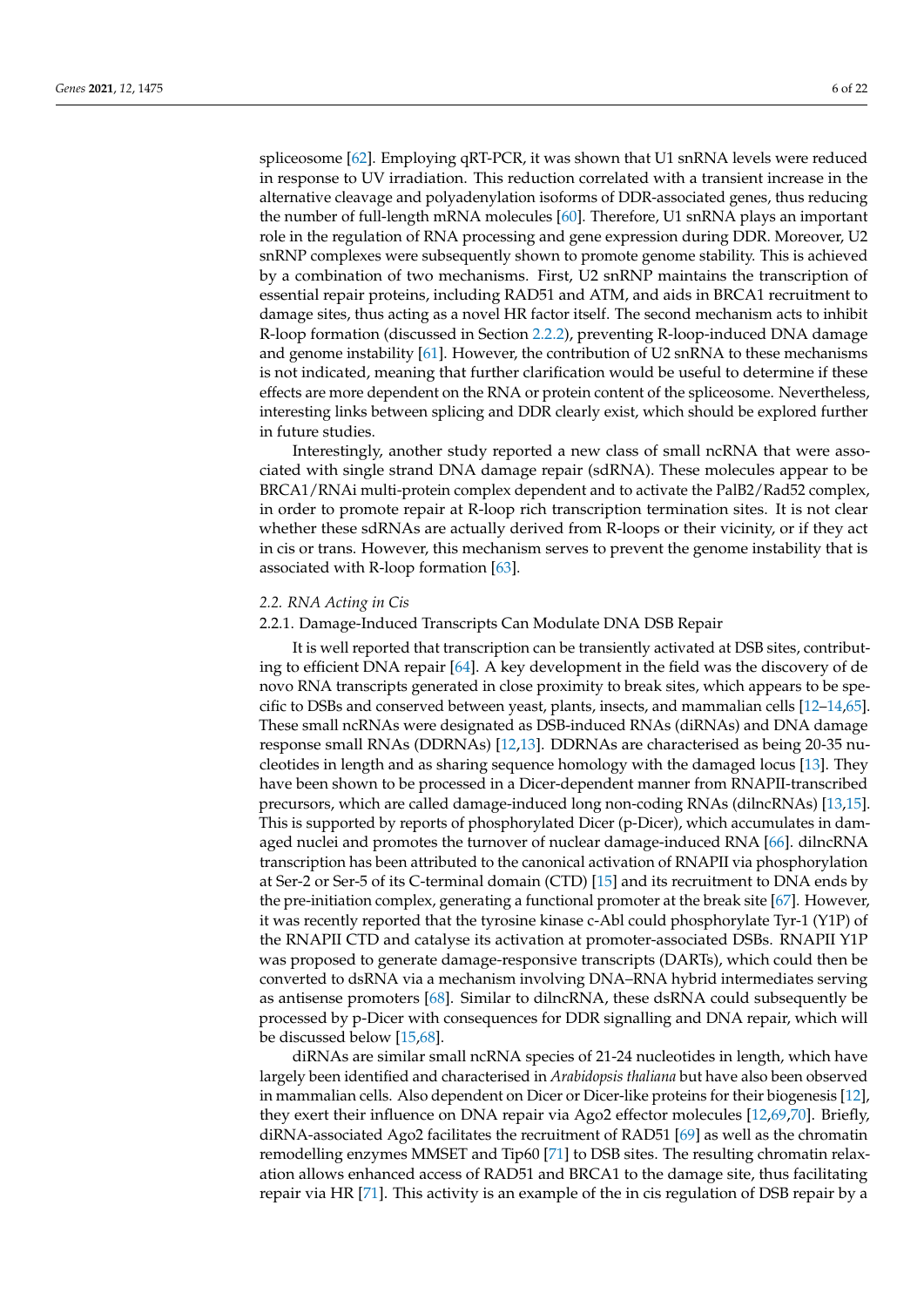spliceosome [62]. Employing qRT-PCR, it was shown that U1 snRNA levels were reduced in response to UV irradiation. This reduction correlated with a transient increase in the alternative cleavage and polyadenylation isoforms of DDR-associated genes, thus reducing the number of full-length mRNA molecules [60]. Therefore, U1 snRNA plays an important role in the regulation of RNA processing and gene expression during DDR. Moreover, U2 snRNP complexes were subsequently shown to promote genome stability. This is achieved by a combination of two mechanisms. First, U2 snRNP maintains the transcription of essential repair proteins, including RAD51 and ATM, and aids in BRCA1 recruitment to damage sites, thus acting as a novel HR factor itself. The second mechanism acts to inhibit R-loop formation (discussed in Section 2.2.2), preventing R-loop-induced DNA damage and genome instability [61]. However, the contribution of U2 snRNA to these mechanisms is not indicated, meaning that further clarification would be useful to determine if these effects are more dependent on the RNA or protein content of the spliceosome. Nevertheless, interesting links between splicing and DDR clearly exist, which should be explored further in future studies.

Interestingly, another study reported a new class of small ncRNA that were associated with single strand DNA damage repair (sdRNA). These molecules appear to be BRCA1/RNAi multi-protein complex dependent and to activate the PalB2/Rad52 complex, in order to promote repair at R-loop rich transcription termination sites. It is not clear whether these sdRNAs are actually derived from R-loops or their vicinity, or if they act in cis or trans. However, this mechanism serves to prevent the genome instability that is associated with R-loop formation [63].

### 2.2. RNA Acting in Cis

#### 2.2.1. Damage-Induced Transcripts Can Modulate DNA DSB Repair

It is well reported that transcription can be transiently activated at DSB sites, contributing to efficient DNA repair [64]. A key development in the field was the discovery of de novo RNA transcripts generated in close proximity to break sites, which appears to be specific to DSBs and conserved between yeast, plants, insects, and mammalian cells [12–14,65]. These small ncRNAs were designated as DSB-induced RNAs (diRNAs) and DNA damage response small RNAs (DDRNAs) [12,13]. DDRNAs are characterised as being 20-35 nucleotides in length and as sharing sequence homology with the damaged locus [13]. They have been shown to be processed in a Dicer-dependent manner from RNAPII-transcribed precursors, which are called damage-induced long non-coding RNAs (dilncRNAs) [13,15]. This is supported by reports of phosphorylated Dicer (p-Dicer), which accumulates in damaged nuclei and promotes the turnover of nuclear damage-induced RNA [66]. dilncRNA transcription has been attributed to the canonical activation of RNAPII via phosphorylation at Ser-2 or Ser-5 of its C-terminal domain (CTD) [15] and its recruitment to DNA ends by the pre-initiation complex, generating a functional promoter at the break site [67]. However, it was recently reported that the tyrosine kinase c-Abl could phosphorylate Tyr-1 (Y1P) of the RNAPII CTD and catalyse its activation at promoter-associated DSBs. RNAPII Y1P was proposed to generate damage-responsive transcripts (DARTs), which could then be converted to dsRNA via a mechanism involving DNA–RNA hybrid intermediates serving as antisense promoters [68]. Similar to dilncRNA, these dsRNA could subsequently be processed by p-Dicer with consequences for DDR signalling and DNA repair, which will be discussed below [15,68].

diRNAs are similar small ncRNA species of 21-24 nucleotides in length, which have largely been identified and characterised in *Arabidopsis thaliana* but have also been observed in mammalian cells. Also dependent on Dicer or Dicer-like proteins for their biogenesis [12], they exert their influence on DNA repair via Ago2 effector molecules [12,69,70]. Briefly, diRNA-associated Ago2 facilitates the recruitment of RAD51 [69] as well as the chromatin remodelling enzymes MMSET and Tip60 [71] to DSB sites. The resulting chromatin relaxation allows enhanced access of RAD51 and BRCA1 to the damage site, thus facilitating repair via HR [71]. This activity is an example of the in cis regulation of DSB repair by a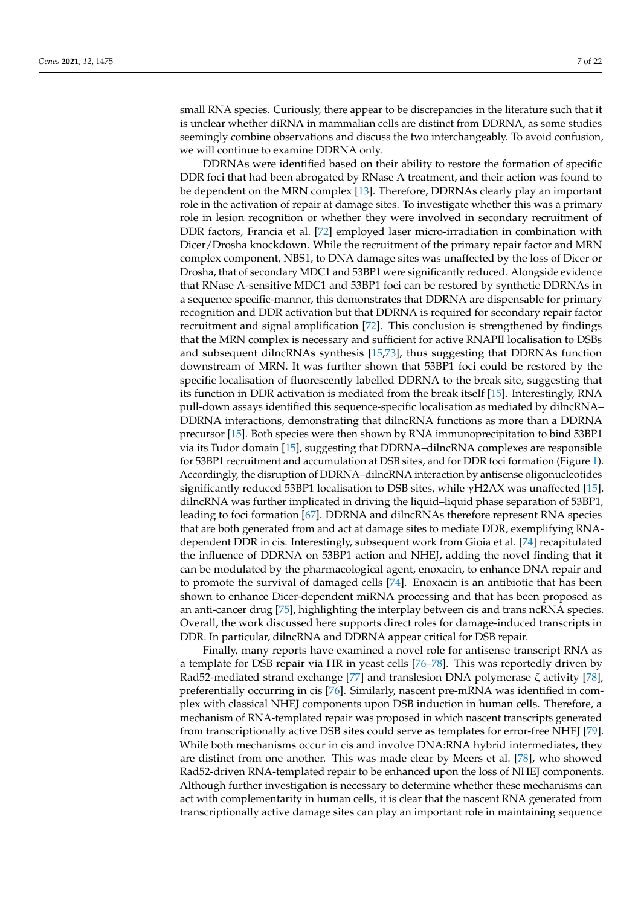small RNA species. Curiously, there appear to be discrepancies in the literature such that it is unclear whether diRNA in mammalian cells are distinct from DDRNA, as some studies seemingly combine observations and discuss the two interchangeably. To avoid confusion, we will continue to examine DDRNA only.

DDRNAs were identified based on their ability to restore the formation of specific DDR foci that had been abrogated by RNase A treatment, and their action was found to be dependent on the MRN complex [13]. Therefore, DDRNAs clearly play an important role in the activation of repair at damage sites. To investigate whether this was a primary role in lesion recognition or whether they were involved in secondary recruitment of DDR factors, Francia et al. [72] employed laser micro-irradiation in combination with Dicer/Drosha knockdown. While the recruitment of the primary repair factor and MRN complex component, NBS1, to DNA damage sites was unaffected by the loss of Dicer or Drosha, that of secondary MDC1 and 53BP1 were significantly reduced. Alongside evidence that RNase A-sensitive MDC1 and 53BP1 foci can be restored by synthetic DDRNAs in a sequence specific-manner, this demonstrates that DDRNA are dispensable for primary recognition and DDR activation but that DDRNA is required for secondary repair factor recruitment and signal amplification [72]. This conclusion is strengthened by findings that the MRN complex is necessary and sufficient for active RNAPII localisation to DSBs and subsequent dilncRNAs synthesis [15,73], thus suggesting that DDRNAs function downstream of MRN. It was further shown that 53BP1 foci could be restored by the specific localisation of fluorescently labelled DDRNA to the break site, suggesting that its function in DDR activation is mediated from the break itself [15]. Interestingly, RNA pull-down assays identified this sequence-specific localisation as mediated by dilncRNA–DDRNA interactions, demonstrating that dilncRNA functions as more than a DDRNA precursor [15]. Both species were then shown by RNA immunoprecipitation to bind 53BP1 via its Tudor domain [15], suggesting that DDRNA–dilncRNA complexes are responsible for 53BP1 recruitment and accumulation at DSB sites, and for DDR foci formation (Figure 1). Accordingly, the disruption of DDRNA–dilncRNA interaction by antisense oligonucleotides significantly reduced 53BP1 localisation to DSB sites, while γH2AX was unaffected [15]. dilncRNA was further implicated in driving the liquid–liquid phase separation of 53BP1, leading to foci formation [67]. DDRNA and dilncRNAs therefore represent RNA species that are both generated from and act at damage sites to mediate DDR, exemplifying RNA-dependent DDR in cis. Interestingly, subsequent work from Gioia et al. [74] recapitulated the influence of DDRNA on 53BP1 action and NHEJ, adding the novel finding that it can be modulated by the pharmacological agent, enoxacin, to enhance DNA repair and to promote the survival of damaged cells [74]. Enoxacin is an antibiotic that has been shown to enhance Dicer-dependent miRNA processing and that has been proposed as an anti-cancer drug [75], highlighting the interplay between cis and trans ncRNA species. Overall, the work discussed here supports direct roles for damage-induced transcripts in DDR. In particular, dilncRNA and DDRNA appear critical for DSB repair.

Finally, many reports have examined a novel role for antisense transcript RNA as a template for DSB repair via HR in yeast cells [76–78]. This was reportedly driven by Rad52-mediated strand exchange [77] and translesion DNA polymerase ζ activity [78], preferentially occurring in cis [76]. Similarly, nascent pre-mRNA was identified in complex with classical NHEJ components upon DSB induction in human cells. Therefore, a mechanism of RNA-templated repair was proposed in which nascent transcripts generated from transcriptionally active DSB sites could serve as templates for error-free NHEJ [79]. While both mechanisms occur in cis and involve DNA:RNA hybrid intermediates, they are distinct from one another. This was made clear by Meers et al. [78], who showed Rad52-driven RNA-templated repair to be enhanced upon the loss of NHEJ components. Although further investigation is necessary to determine whether these mechanisms can act with complementarity in human cells, it is clear that the nascent RNA generated from transcriptionally active damage sites can play an important role in maintaining sequence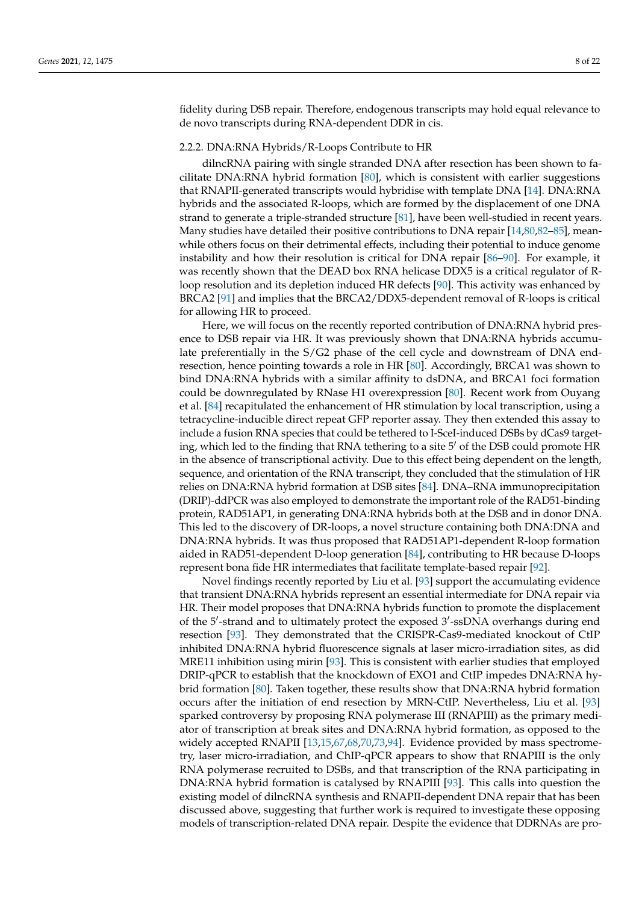fidelity during DSB repair. Therefore, endogenous transcripts may hold equal relevance to de novo transcripts during RNA-dependent DDR in cis.

#### 2.2.2. DNA:RNA Hybrids/R-Loops Contribute to HR

dilncRNA pairing with single stranded DNA after resection has been shown to facilitate DNA:RNA hybrid formation [80], which is consistent with earlier suggestions that RNAPII-generated transcripts would hybridise with template DNA [14]. DNA:RNA hybrids and the associated R-loops, which are formed by the displacement of one DNA strand to generate a triple-stranded structure [81], have been well-studied in recent years. Many studies have detailed their positive contributions to DNA repair [14,80,82–85], meanwhile others focus on their detrimental effects, including their potential to induce genome instability and how their resolution is critical for DNA repair [86–90]. For example, it was recently shown that the DEAD box RNA helicase DDX5 is a critical regulator of R-loop resolution and its depletion induced HR defects [90]. This activity was enhanced by BRCA2 [91] and implies that the BRCA2/DDX5-dependent removal of R-loops is critical for allowing HR to proceed.

Here, we will focus on the recently reported contribution of DNA:RNA hybrid presence to DSB repair via HR. It was previously shown that DNA:RNA hybrids accumulate preferentially in the S/G2 phase of the cell cycle and downstream of DNA end-resection, hence pointing towards a role in HR [80]. Accordingly, BRCA1 was shown to bind DNA:RNA hybrids with a similar affinity to dsDNA, and BRCA1 foci formation could be downregulated by RNase H1 overexpression [80]. Recent work from Ouyang et al. [84] recapitulated the enhancement of HR stimulation by local transcription, using a tetracycline-inducible direct repeat GFP reporter assay. They then extended this assay to include a fusion RNA species that could be tethered to I-SceI-induced DSBs by dCas9 targeting, which led to the finding that RNA tethering to a site 5′ of the DSB could promote HR in the absence of transcriptional activity. Due to this effect being dependent on the length, sequence, and orientation of the RNA transcript, they concluded that the stimulation of HR relies on DNA:RNA hybrid formation at DSB sites [84]. DNA–RNA immunoprecipitation (DRIP)-ddPCR was also employed to demonstrate the important role of the RAD51-binding protein, RAD51AP1, in generating DNA:RNA hybrids both at the DSB and in donor DNA. This led to the discovery of DR-loops, a novel structure containing both DNA:DNA and DNA:RNA hybrids. It was thus proposed that RAD51AP1-dependent R-loop formation aided in RAD51-dependent D-loop generation [84], contributing to HR because D-loops represent bona fide HR intermediates that facilitate template-based repair [92].

Novel findings recently reported by Liu et al. [93] support the accumulating evidence that transient DNA:RNA hybrids represent an essential intermediate for DNA repair via HR. Their model proposes that DNA:RNA hybrids function to promote the displacement of the 5′-strand and to ultimately protect the exposed 3′-ssDNA overhangs during end resection [93]. They demonstrated that the CRISPR-Cas9-mediated knockout of CtIP inhibited DNA:RNA hybrid fluorescence signals at laser micro-irradiation sites, as did MRE11 inhibition using mirin [93]. This is consistent with earlier studies that employed DRIP-qPCR to establish that the knockdown of EXO1 and CtIP impedes DNA:RNA hybrid formation [80]. Taken together, these results show that DNA:RNA hybrid formation occurs after the initiation of end resection by MRN-CtIP. Nevertheless, Liu et al. [93] sparked controversy by proposing RNA polymerase III (RNAPIII) as the primary mediator of transcription at break sites and DNA:RNA hybrid formation, as opposed to the widely accepted RNAPII [13,15,67,68,70,73,94]. Evidence provided by mass spectrometry, laser micro-irradiation, and ChIP-qPCR appears to show that RNAPIII is the only RNA polymerase recruited to DSBs, and that transcription of the RNA participating in DNA:RNA hybrid formation is catalysed by RNAPIII [93]. This calls into question the existing model of dilncRNA synthesis and RNAPII-dependent DNA repair that has been discussed above, suggesting that further work is required to investigate these opposing models of transcription-related DNA repair. Despite the evidence that DDRNAs are pro-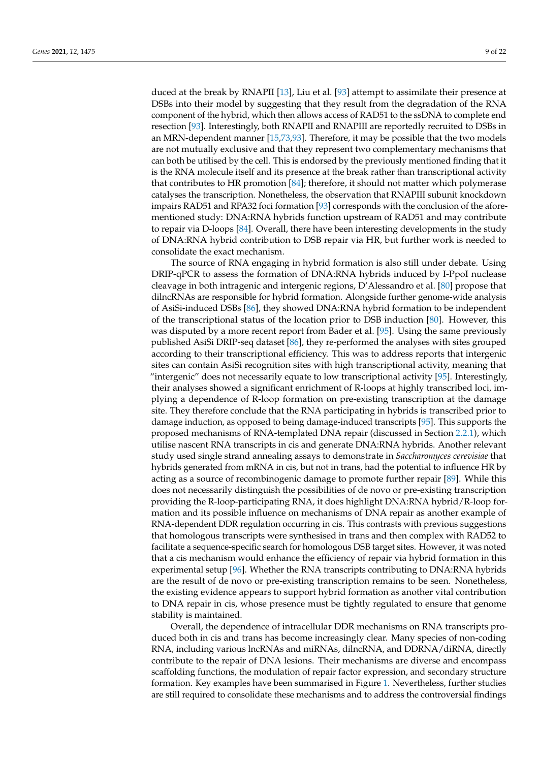duced at the break by RNAPII [13], Liu et al. [93] attempt to assimilate their presence at DSBs into their model by suggesting that they result from the degradation of the RNA component of the hybrid, which then allows access of RAD51 to the ssDNA to complete end resection [93]. Interestingly, both RNAPII and RNAPIII are reportedly recruited to DSBs in an MRN-dependent manner [15,73,93]. Therefore, it may be possible that the two models are not mutually exclusive and that they represent two complementary mechanisms that can both be utilised by the cell. This is endorsed by the previously mentioned finding that it is the RNA molecule itself and its presence at the break rather than transcriptional activity that contributes to HR promotion [84]; therefore, it should not matter which polymerase catalyses the transcription. Nonetheless, the observation that RNAPIII subunit knockdown impairs RAD51 and RPA32 foci formation [93] corresponds with the conclusion of the aforementioned study: DNA:RNA hybrids function upstream of RAD51 and may contribute to repair via D-loops [84]. Overall, there have been interesting developments in the study of DNA:RNA hybrid contribution to DSB repair via HR, but further work is needed to consolidate the exact mechanism.

The source of RNA engaging in hybrid formation is also still under debate. Using DRIP-qPCR to assess the formation of DNA:RNA hybrids induced by I-PpoI nuclease cleavage in both intragenic and intergenic regions, D'Alessandro et al. [80] propose that dilncRNAs are responsible for hybrid formation. Alongside further genome-wide analysis of AsiSi-induced DSBs [86], they showed DNA:RNA hybrid formation to be independent of the transcriptional status of the location prior to DSB induction [80]. However, this was disputed by a more recent report from Bader et al. [95]. Using the same previously published AsiSi DRIP-seq dataset [86], they re-performed the analyses with sites grouped according to their transcriptional efficiency. This was to address reports that intergenic sites can contain AsiSi recognition sites with high transcriptional activity, meaning that "intergenic" does not necessarily equate to low transcriptional activity [95]. Interestingly, their analyses showed a significant enrichment of R-loops at highly transcribed loci, implying a dependence of R-loop formation on pre-existing transcription at the damage site. They therefore conclude that the RNA participating in hybrids is transcribed prior to damage induction, as opposed to being damage-induced transcripts [95]. This supports the proposed mechanisms of RNA-templated DNA repair (discussed in Section 2.2.1), which utilise nascent RNA transcripts in cis and generate DNA:RNA hybrids. Another relevant study used single strand annealing assays to demonstrate in *Saccharomyces cerevisiae* that hybrids generated from mRNA in cis, but not in trans, had the potential to influence HR by acting as a source of recombinogenic damage to promote further repair [89]. While this does not necessarily distinguish the possibilities of de novo or pre-existing transcription providing the R-loop-participating RNA, it does highlight DNA:RNA hybrid/R-loop formation and its possible influence on mechanisms of DNA repair as another example of RNA-dependent DDR regulation occurring in cis. This contrasts with previous suggestions that homologous transcripts were synthesised in trans and then complex with RAD52 to facilitate a sequence-specific search for homologous DSB target sites. However, it was noted that a cis mechanism would enhance the efficiency of repair via hybrid formation in this experimental setup [96]. Whether the RNA transcripts contributing to DNA:RNA hybrids are the result of de novo or pre-existing transcription remains to be seen. Nonetheless, the existing evidence appears to support hybrid formation as another vital contribution to DNA repair in cis, whose presence must be tightly regulated to ensure that genome stability is maintained.

Overall, the dependence of intracellular DDR mechanisms on RNA transcripts produced both in cis and trans has become increasingly clear. Many species of non-coding RNA, including various lncRNAs and miRNAs, dilncRNA, and DDRNA/diRNA, directly contribute to the repair of DNA lesions. Their mechanisms are diverse and encompass scaffolding functions, the modulation of repair factor expression, and secondary structure formation. Key examples have been summarised in Figure 1. Nevertheless, further studies are still required to consolidate these mechanisms and to address the controversial findings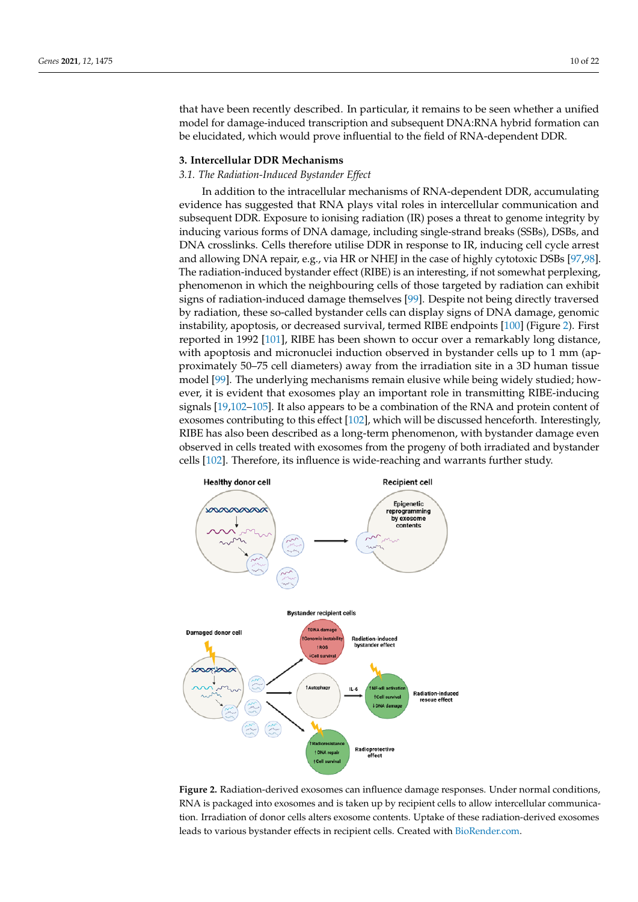that have been recently described. In particular, it remains to be seen whether a unified model for damage-induced transcription and subsequent DNA:RNA hybrid formation can be elucidated, which would prove influential to the field of RNA-dependent DDR.

## 3. Intercellular DDR Mechanisms

### *3.1. The Radiation-Induced Bystander Effect*

In addition to the intracellular mechanisms of RNA-dependent DDR, accumulating evidence has suggested that RNA plays vital roles in intercellular communication and subsequent DDR. Exposure to ionising radiation (IR) poses a threat to genome integrity by inducing various forms of DNA damage, including single-strand breaks (SSBs), DSBs, and DNA crosslinks. Cells therefore utilise DDR in response to IR, inducing cell cycle arrest and allowing DNA repair, e.g., via HR or NHEJ in the case of highly cytotoxic DSBs [97,98]. The radiation-induced bystander effect (RIBE) is an interesting, if not somewhat perplexing, phenomenon in which the neighbouring cells of those targeted by radiation can exhibit signs of radiation-induced damage themselves [99]. Despite not being directly traversed by radiation, these so-called bystander cells can display signs of DNA damage, genomic instability, apoptosis, or decreased survival, termed RIBE endpoints [100] (Figure 2). First reported in 1992 [101], RIBE has been shown to occur over a remarkably long distance, with apoptosis and micronuclei induction observed in bystander cells up to 1 mm (approximately 50–75 cell diameters) away from the irradiation site in a 3D human tissue model [99]. The underlying mechanisms remain elusive while being widely studied; however, it is evident that exosomes play an important role in transmitting RIBE-inducing signals [19,102–105]. It also appears to be a combination of the RNA and protein content of exosomes contributing to this effect [102], which will be discussed henceforth. Interestingly, RIBE has also been described as a long-term phenomenon, with bystander damage even observed in cells treated with exosomes from the progeny of both irradiated and bystander cells [102]. Therefore, its influence is wide-reaching and warrants further study.

**Figure 2.** Radiation-derived exosomes can influence damage responses. Under normal conditions, RNA is packaged into exosomes and is taken up by recipient cells to allow intercellular communication. Irradiation of donor cells alters exosome contents. Uptake of these radiation-derived exosomes leads to various bystander effects in recipient cells. Created with BioRender.com.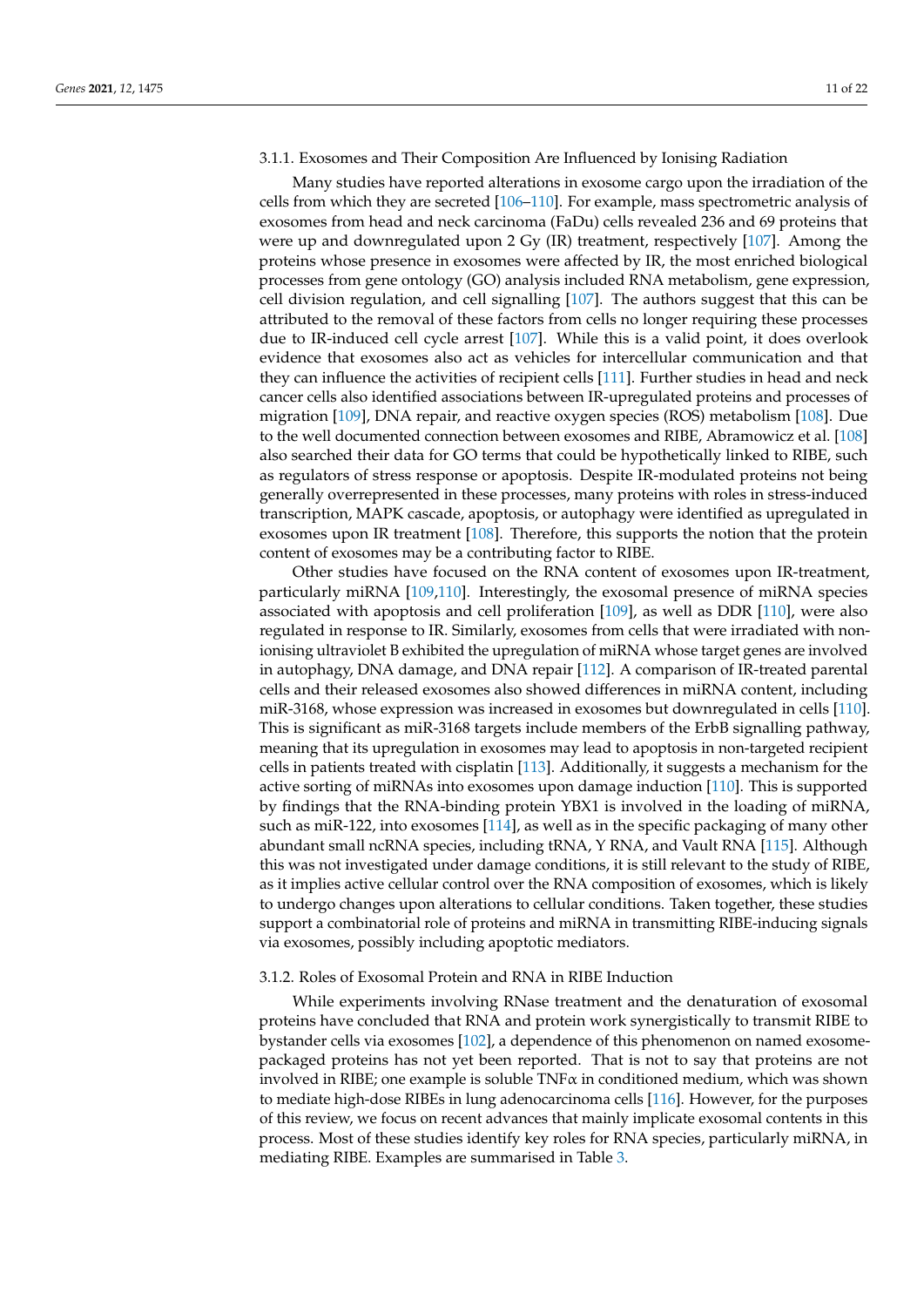#### 3.1.1. Exosomes and Their Composition Are Influenced by Ionising Radiation

Many studies have reported alterations in exosome cargo upon the irradiation of the cells from which they are secreted [106–110]. For example, mass spectrometric analysis of exosomes from head and neck carcinoma (FaDu) cells revealed 236 and 69 proteins that were up and downregulated upon 2 Gy (IR) treatment, respectively [107]. Among the proteins whose presence in exosomes were affected by IR, the most enriched biological processes from gene ontology (GO) analysis included RNA metabolism, gene expression, cell division regulation, and cell signalling [107]. The authors suggest that this can be attributed to the removal of these factors from cells no longer requiring these processes due to IR-induced cell cycle arrest [107]. While this is a valid point, it does overlook evidence that exosomes also act as vehicles for intercellular communication and that they can influence the activities of recipient cells [111]. Further studies in head and neck cancer cells also identified associations between IR-upregulated proteins and processes of migration [109], DNA repair, and reactive oxygen species (ROS) metabolism [108]. Due to the well documented connection between exosomes and RIBE, Abramowicz et al. [108] also searched their data for GO terms that could be hypothetically linked to RIBE, such as regulators of stress response or apoptosis. Despite IR-modulated proteins not being generally overrepresented in these processes, many proteins with roles in stress-induced transcription, MAPK cascade, apoptosis, or autophagy were identified as upregulated in exosomes upon IR treatment [108]. Therefore, this supports the notion that the protein content of exosomes may be a contributing factor to RIBE.

Other studies have focused on the RNA content of exosomes upon IR-treatment, particularly miRNA [109,110]. Interestingly, the exosomal presence of miRNA species associated with apoptosis and cell proliferation [109], as well as DDR [110], were also regulated in response to IR. Similarly, exosomes from cells that were irradiated with non-ionising ultraviolet B exhibited the upregulation of miRNA whose target genes are involved in autophagy, DNA damage, and DNA repair [112]. A comparison of IR-treated parental cells and their released exosomes also showed differences in miRNA content, including miR-3168, whose expression was increased in exosomes but downregulated in cells [110]. This is significant as miR-3168 targets include members of the ErbB signalling pathway, meaning that its upregulation in exosomes may lead to apoptosis in non-targeted recipient cells in patients treated with cisplatin [113]. Additionally, it suggests a mechanism for the active sorting of miRNAs into exosomes upon damage induction [110]. This is supported by findings that the RNA-binding protein YBX1 is involved in the loading of miRNA, such as miR-122, into exosomes [114], as well as in the specific packaging of many other abundant small ncRNA species, including tRNA, Y RNA, and Vault RNA [115]. Although this was not investigated under damage conditions, it is still relevant to the study of RIBE, as it implies active cellular control over the RNA composition of exosomes, which is likely to undergo changes upon alterations to cellular conditions. Taken together, these studies support a combinatorial role of proteins and miRNA in transmitting RIBE-inducing signals via exosomes, possibly including apoptotic mediators.

#### 3.1.2. Roles of Exosomal Protein and RNA in RIBE Induction

While experiments involving RNase treatment and the denaturation of exosomal proteins have concluded that RNA and protein work synergistically to transmit RIBE to bystander cells via exosomes [102], a dependence of this phenomenon on named exosome-packaged proteins has not yet been reported. That is not to say that proteins are not involved in RIBE; one example is soluble TNF$\alpha$ in conditioned medium, which was shown to mediate high-dose RIBEs in lung adenocarcinoma cells [116]. However, for the purposes of this review, we focus on recent advances that mainly implicate exosomal contents in this process. Most of these studies identify key roles for RNA species, particularly miRNA, in mediating RIBE. Examples are summarised in Table 3.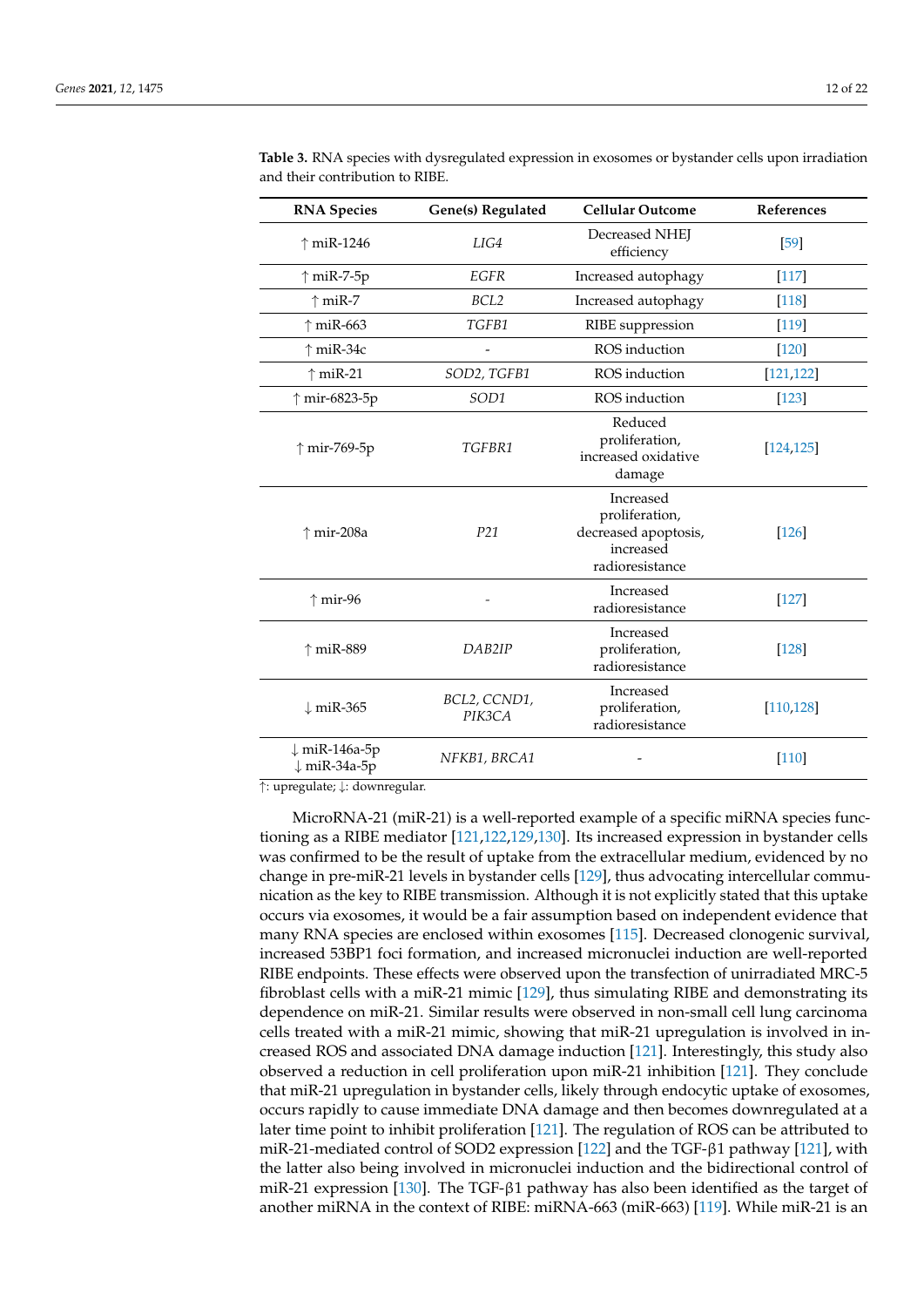**Table 3.** RNA species with dysregulated expression in exosomes or bystander cells upon irradiation and their contribution to RIBE.

| RNA Species | Gene(s) Regulated | Cellular Outcome | References |
|---|---|---|---|
| ↑ miR-1246 | *LIG4* | Decreased NHEJ efficiency | [59] |
| ↑ miR-7-5p | *EGFR* | Increased autophagy | [117] |
| ↑ miR-7 | *BCL2* | Increased autophagy | [118] |
| ↑ miR-663 | *TGFB1* | RIBE suppression | [119] |
| ↑ miR-34c | - | ROS induction | [120] |
| ↑ miR-21 | *SOD2, TGFB1* | ROS induction | [121,122] |
| ↑ mir-6823-5p | *SOD1* | ROS induction | [123] |
| ↑ mir-769-5p | *TGFBR1* | Reduced proliferation, increased oxidative damage | [124,125] |
| ↑ mir-208a | *P21* | Increased proliferation, decreased apoptosis, increased radioresistance | [126] |
| ↑ mir-96 | - | Increased radioresistance | [127] |
| ↑ miR-889 | *DAB2IP* | Increased proliferation, radioresistance | [128] |
| ↓ miR-365 | *BCL2, CCND1, PIK3CA* | Increased proliferation, radioresistance | [110,128] |
| ↓ miR-146a-5p<br>↓ miR-34a-5p | *NFKB1, BRCA1* | - | [110] |

↑: upregulate; ↓: downregular.

MicroRNA-21 (miR-21) is a well-reported example of a specific miRNA species functioning as a RIBE mediator [121,122,129,130]. Its increased expression in bystander cells was confirmed to be the result of uptake from the extracellular medium, evidenced by no change in pre-miR-21 levels in bystander cells [129], thus advocating intercellular communication as the key to RIBE transmission. Although it is not explicitly stated that this uptake occurs via exosomes, it would be a fair assumption based on independent evidence that many RNA species are enclosed within exosomes [115]. Decreased clonogenic survival, increased 53BP1 foci formation, and increased micronuclei induction are well-reported RIBE endpoints. These effects were observed upon the transfection of unirradiated MRC-5 fibroblast cells with a miR-21 mimic [129], thus simulating RIBE and demonstrating its dependence on miR-21. Similar results were observed in non-small cell lung carcinoma cells treated with a miR-21 mimic, showing that miR-21 upregulation is involved in increased ROS and associated DNA damage induction [121]. Interestingly, this study also observed a reduction in cell proliferation upon miR-21 inhibition [121]. They conclude that miR-21 upregulation in bystander cells, likely through endocytic uptake of exosomes, occurs rapidly to cause immediate DNA damage and then becomes downregulated at a later time point to inhibit proliferation [121]. The regulation of ROS can be attributed to miR-21-mediated control of SOD2 expression [122] and the TGF-β1 pathway [121], with the latter also being involved in micronuclei induction and the bidirectional control of miR-21 expression [130]. The TGF-β1 pathway has also been identified as the target of another miRNA in the context of RIBE: miRNA-663 (miR-663) [119]. While miR-21 is an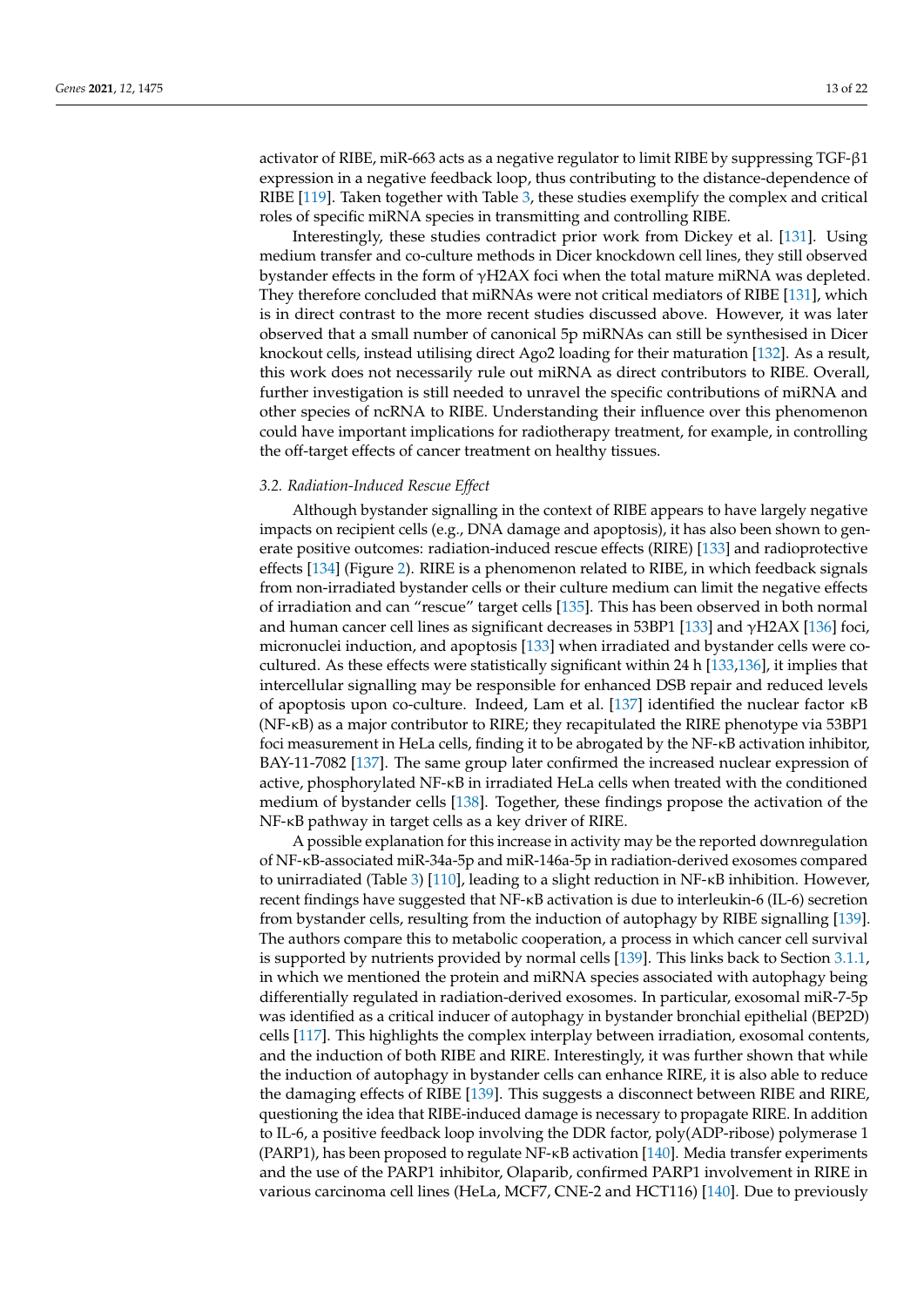activator of RIBE, miR-663 acts as a negative regulator to limit RIBE by suppressing TGF-β1 expression in a negative feedback loop, thus contributing to the distance-dependence of RIBE [119]. Taken together with Table 3, these studies exemplify the complex and critical roles of specific miRNA species in transmitting and controlling RIBE.

Interestingly, these studies contradict prior work from Dickey et al. [131]. Using medium transfer and co-culture methods in Dicer knockdown cell lines, they still observed bystander effects in the form of γH2AX foci when the total mature miRNA was depleted. They therefore concluded that miRNAs were not critical mediators of RIBE [131], which is in direct contrast to the more recent studies discussed above. However, it was later observed that a small number of canonical 5p miRNAs can still be synthesised in Dicer knockout cells, instead utilising direct Ago2 loading for their maturation [132]. As a result, this work does not necessarily rule out miRNA as direct contributors to RIBE. Overall, further investigation is still needed to unravel the specific contributions of miRNA and other species of ncRNA to RIBE. Understanding their influence over this phenomenon could have important implications for radiotherapy treatment, for example, in controlling the off-target effects of cancer treatment on healthy tissues.

### 3.2. Radiation-Induced Rescue Effect

Although bystander signalling in the context of RIBE appears to have largely negative impacts on recipient cells (e.g., DNA damage and apoptosis), it has also been shown to generate positive outcomes: radiation-induced rescue effects (RIRE) [133] and radioprotective effects [134] (Figure 2). RIRE is a phenomenon related to RIBE, in which feedback signals from non-irradiated bystander cells or their culture medium can limit the negative effects of irradiation and can "rescue" target cells [135]. This has been observed in both normal and human cancer cell lines as significant decreases in 53BP1 [133] and γH2AX [136] foci, micronuclei induction, and apoptosis [133] when irradiated and bystander cells were co-cultured. As these effects were statistically significant within 24 h [133,136], it implies that intercellular signalling may be responsible for enhanced DSB repair and reduced levels of apoptosis upon co-culture. Indeed, Lam et al. [137] identified the nuclear factor κB (NF-κB) as a major contributor to RIRE; they recapitulated the RIRE phenotype via 53BP1 foci measurement in HeLa cells, finding it to be abrogated by the NF-κB activation inhibitor, BAY-11-7082 [137]. The same group later confirmed the increased nuclear expression of active, phosphorylated NF-κB in irradiated HeLa cells when treated with the conditioned medium of bystander cells [138]. Together, these findings propose the activation of the NF-κB pathway in target cells as a key driver of RIRE.

A possible explanation for this increase in activity may be the reported downregulation of NF-κB-associated miR-34a-5p and miR-146a-5p in radiation-derived exosomes compared to unirradiated (Table 3) [110], leading to a slight reduction in NF-κB inhibition. However, recent findings have suggested that NF-κB activation is due to interleukin-6 (IL-6) secretion from bystander cells, resulting from the induction of autophagy by RIBE signalling [139]. The authors compare this to metabolic cooperation, a process in which cancer cell survival is supported by nutrients provided by normal cells [139]. This links back to Section 3.1.1, in which we mentioned the protein and miRNA species associated with autophagy being differentially regulated in radiation-derived exosomes. In particular, exosomal miR-7-5p was identified as a critical inducer of autophagy in bystander bronchial epithelial (BEP2D) cells [117]. This highlights the complex interplay between irradiation, exosomal contents, and the induction of both RIBE and RIRE. Interestingly, it was further shown that while the induction of autophagy in bystander cells can enhance RIRE, it is also able to reduce the damaging effects of RIBE [139]. This suggests a disconnect between RIBE and RIRE, questioning the idea that RIBE-induced damage is necessary to propagate RIRE. In addition to IL-6, a positive feedback loop involving the DDR factor, poly(ADP-ribose) polymerase 1 (PARP1), has been proposed to regulate NF-κB activation [140]. Media transfer experiments and the use of the PARP1 inhibitor, Olaparib, confirmed PARP1 involvement in RIRE in various carcinoma cell lines (HeLa, MCF7, CNE-2 and HCT116) [140]. Due to previously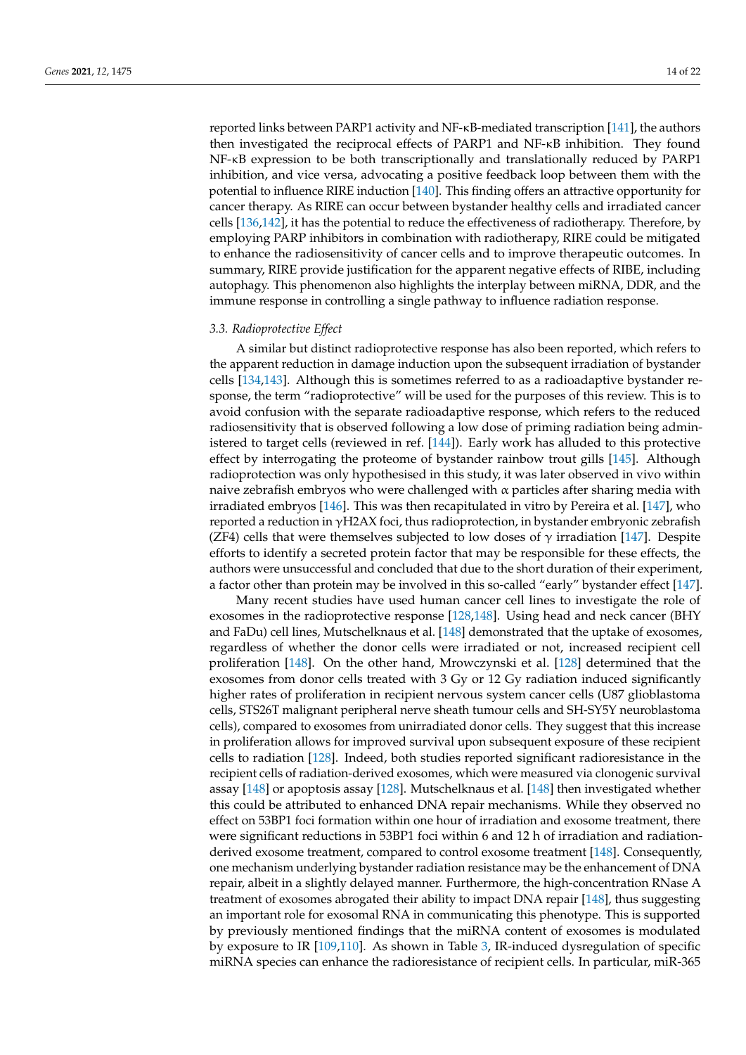reported links between PARP1 activity and NF-κB-mediated transcription [141], the authors then investigated the reciprocal effects of PARP1 and NF-κB inhibition. They found NF-κB expression to be both transcriptionally and translationally reduced by PARP1 inhibition, and vice versa, advocating a positive feedback loop between them with the potential to influence RIRE induction [140]. This finding offers an attractive opportunity for cancer therapy. As RIRE can occur between bystander healthy cells and irradiated cancer cells [136,142], it has the potential to reduce the effectiveness of radiotherapy. Therefore, by employing PARP inhibitors in combination with radiotherapy, RIRE could be mitigated to enhance the radiosensitivity of cancer cells and to improve therapeutic outcomes. In summary, RIRE provide justification for the apparent negative effects of RIBE, including autophagy. This phenomenon also highlights the interplay between miRNA, DDR, and the immune response in controlling a single pathway to influence radiation response.

### 3.3. Radioprotective Effect

A similar but distinct radioprotective response has also been reported, which refers to the apparent reduction in damage induction upon the subsequent irradiation of bystander cells [134,143]. Although this is sometimes referred to as a radioadaptive bystander response, the term "radioprotective" will be used for the purposes of this review. This is to avoid confusion with the separate radioadaptive response, which refers to the reduced radiosensitivity that is observed following a low dose of priming radiation being administered to target cells (reviewed in ref. [144]). Early work has alluded to this protective effect by interrogating the proteome of bystander rainbow trout gills [145]. Although radioprotection was only hypothesised in this study, it was later observed in vivo within naive zebrafish embryos who were challenged with $\alpha$ particles after sharing media with irradiated embryos [146]. This was then recapitulated in vitro by Pereira et al. [147], who reported a reduction in γH2AX foci, thus radioprotection, in bystander embryonic zebrafish (ZF4) cells that were themselves subjected to low doses of $\gamma$ irradiation [147]. Despite efforts to identify a secreted protein factor that may be responsible for these effects, the authors were unsuccessful and concluded that due to the short duration of their experiment, a factor other than protein may be involved in this so-called "early" bystander effect [147].

Many recent studies have used human cancer cell lines to investigate the role of exosomes in the radioprotective response [128,148]. Using head and neck cancer (BHY and FaDu) cell lines, Mutschelknaus et al. [148] demonstrated that the uptake of exosomes, regardless of whether the donor cells were irradiated or not, increased recipient cell proliferation [148]. On the other hand, Mrowczynski et al. [128] determined that the exosomes from donor cells treated with 3 Gy or 12 Gy radiation induced significantly higher rates of proliferation in recipient nervous system cancer cells (U87 glioblastoma cells, STS26T malignant peripheral nerve sheath tumour cells and SH-SY5Y neuroblastoma cells), compared to exosomes from unirradiated donor cells. They suggest that this increase in proliferation allows for improved survival upon subsequent exposure of these recipient cells to radiation [128]. Indeed, both studies reported significant radioresistance in the recipient cells of radiation-derived exosomes, which were measured via clonogenic survival assay [148] or apoptosis assay [128]. Mutschelknaus et al. [148] then investigated whether this could be attributed to enhanced DNA repair mechanisms. While they observed no effect on 53BP1 foci formation within one hour of irradiation and exosome treatment, there were significant reductions in 53BP1 foci within 6 and 12 h of irradiation and radiation-derived exosome treatment, compared to control exosome treatment [148]. Consequently, one mechanism underlying bystander radiation resistance may be the enhancement of DNA repair, albeit in a slightly delayed manner. Furthermore, the high-concentration RNase A treatment of exosomes abrogated their ability to impact DNA repair [148], thus suggesting an important role for exosomal RNA in communicating this phenotype. This is supported by previously mentioned findings that the miRNA content of exosomes is modulated by exposure to IR [109,110]. As shown in Table 3, IR-induced dysregulation of specific miRNA species can enhance the radioresistance of recipient cells. In particular, miR-365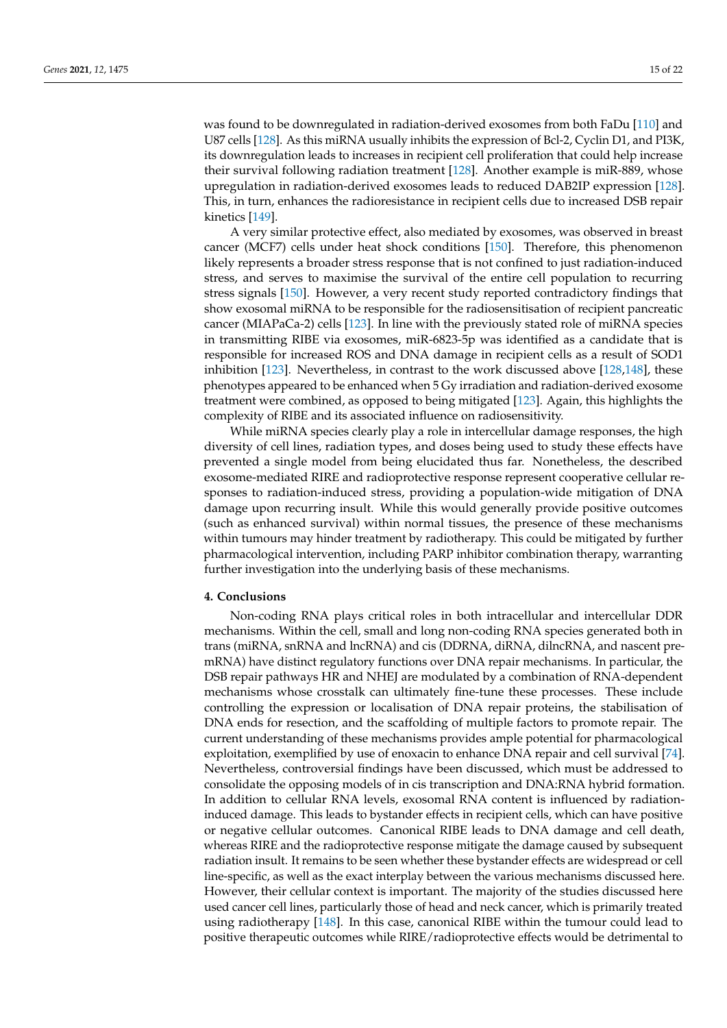was found to be downregulated in radiation-derived exosomes from both FaDu [110] and U87 cells [128]. As this miRNA usually inhibits the expression of Bcl-2, Cyclin D1, and PI3K, its downregulation leads to increases in recipient cell proliferation that could help increase their survival following radiation treatment [128]. Another example is miR-889, whose upregulation in radiation-derived exosomes leads to reduced DAB2IP expression [128]. This, in turn, enhances the radioresistance in recipient cells due to increased DSB repair kinetics [149].

A very similar protective effect, also mediated by exosomes, was observed in breast cancer (MCF7) cells under heat shock conditions [150]. Therefore, this phenomenon likely represents a broader stress response that is not confined to just radiation-induced stress, and serves to maximise the survival of the entire cell population to recurring stress signals [150]. However, a very recent study reported contradictory findings that show exosomal miRNA to be responsible for the radiosensitisation of recipient pancreatic cancer (MIAPaCa-2) cells [123]. In line with the previously stated role of miRNA species in transmitting RIBE via exosomes, miR-6823-5p was identified as a candidate that is responsible for increased ROS and DNA damage in recipient cells as a result of SOD1 inhibition [123]. Nevertheless, in contrast to the work discussed above [128,148], these phenotypes appeared to be enhanced when 5 Gy irradiation and radiation-derived exosome treatment were combined, as opposed to being mitigated [123]. Again, this highlights the complexity of RIBE and its associated influence on radiosensitivity.

While miRNA species clearly play a role in intercellular damage responses, the high diversity of cell lines, radiation types, and doses being used to study these effects have prevented a single model from being elucidated thus far. Nonetheless, the described exosome-mediated RIRE and radioprotective response represent cooperative cellular responses to radiation-induced stress, providing a population-wide mitigation of DNA damage upon recurring insult. While this would generally provide positive outcomes (such as enhanced survival) within normal tissues, the presence of these mechanisms within tumours may hinder treatment by radiotherapy. This could be mitigated by further pharmacological intervention, including PARP inhibitor combination therapy, warranting further investigation into the underlying basis of these mechanisms.

## 4. Conclusions

Non-coding RNA plays critical roles in both intracellular and intercellular DDR mechanisms. Within the cell, small and long non-coding RNA species generated both in trans (miRNA, snRNA and lncRNA) and cis (DDRNA, diRNA, dilncRNA, and nascent pre-mRNA) have distinct regulatory functions over DNA repair mechanisms. In particular, the DSB repair pathways HR and NHEJ are modulated by a combination of RNA-dependent mechanisms whose crosstalk can ultimately fine-tune these processes. These include controlling the expression or localisation of DNA repair proteins, the stabilisation of DNA ends for resection, and the scaffolding of multiple factors to promote repair. The current understanding of these mechanisms provides ample potential for pharmacological exploitation, exemplified by use of enoxacin to enhance DNA repair and cell survival [74]. Nevertheless, controversial findings have been discussed, which must be addressed to consolidate the opposing models of in cis transcription and DNA:RNA hybrid formation. In addition to cellular RNA levels, exosomal RNA content is influenced by radiation-induced damage. This leads to bystander effects in recipient cells, which can have positive or negative cellular outcomes. Canonical RIBE leads to DNA damage and cell death, whereas RIRE and the radioprotective response mitigate the damage caused by subsequent radiation insult. It remains to be seen whether these bystander effects are widespread or cell line-specific, as well as the exact interplay between the various mechanisms discussed here. However, their cellular context is important. The majority of the studies discussed here used cancer cell lines, particularly those of head and neck cancer, which is primarily treated using radiotherapy [148]. In this case, canonical RIBE within the tumour could lead to positive therapeutic outcomes while RIRE/radioprotective effects would be detrimental to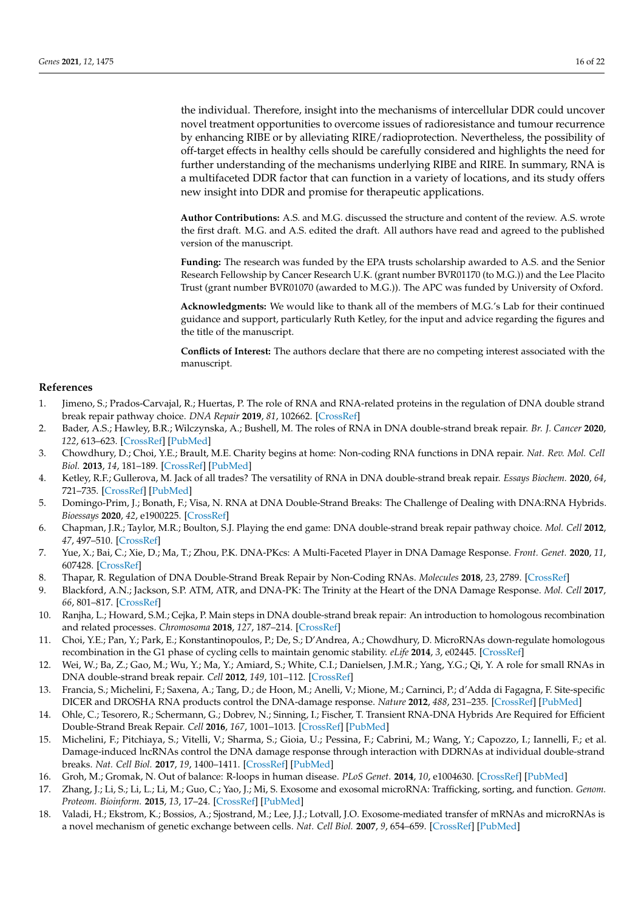the individual. Therefore, insight into the mechanisms of intercellular DDR could uncover novel treatment opportunities to overcome issues of radioresistance and tumour recurrence by enhancing RIBE or by alleviating RIRE/radioprotection. Nevertheless, the possibility of off-target effects in healthy cells should be carefully considered and highlights the need for further understanding of the mechanisms underlying RIBE and RIRE. In summary, RNA is a multifaceted DDR factor that can function in a variety of locations, and its study offers new insight into DDR and promise for therapeutic applications.

**Author Contributions:** A.S. and M.G. discussed the structure and content of the review. A.S. wrote the first draft. M.G. and A.S. edited the draft. All authors have read and agreed to the published version of the manuscript.

**Funding:** The research was funded by the EPA trusts scholarship awarded to A.S. and the Senior Research Fellowship by Cancer Research U.K. (grant number BVR01170 (to M.G.)) and the Lee Placito Trust (grant number BVR01070 (awarded to M.G.)). The APC was funded by University of Oxford.

**Acknowledgments:** We would like to thank all of the members of M.G.'s Lab for their continued guidance and support, particularly Ruth Ketley, for the input and advice regarding the figures and the title of the manuscript.

**Conflicts of Interest:** The authors declare that there are no competing interest associated with the manuscript.

## References

1. Jimeno, S.; Prados-Carvajal, R.; Huertas, P. The role of RNA and RNA-related proteins in the regulation of DNA double strand break repair pathway choice. *DNA Repair* **2019**, *81*, 102662. [CrossRef]
2. Bader, A.S.; Hawley, B.R.; Wilczynska, A.; Bushell, M. The roles of RNA in DNA double-strand break repair. *Br. J. Cancer* **2020**, *122*, 613–623. [CrossRef] [PubMed]
3. Chowdhury, D.; Choi, Y.E.; Brault, M.E. Charity begins at home: Non-coding RNA functions in DNA repair. *Nat. Rev. Mol. Cell Biol.* **2013**, *14*, 181–189. [CrossRef] [PubMed]
4. Ketley, R.F.; Gullerova, M. Jack of all trades? The versatility of RNA in DNA double-strand break repair. *Essays Biochem.* **2020**, *64*, 721–735. [CrossRef] [PubMed]
5. Domingo-Prim, J.; Bonath, F.; Visa, N. RNA at DNA Double-Strand Breaks: The Challenge of Dealing with DNA:RNA Hybrids. *Bioessays* **2020**, *42*, e1900225. [CrossRef]
6. Chapman, J.R.; Taylor, M.R.; Boulton, S.J. Playing the end game: DNA double-strand break repair pathway choice. *Mol. Cell* **2012**, *47*, 497–510. [CrossRef]
7. Yue, X.; Bai, C.; Xie, D.; Ma, T.; Zhou, P.K. DNA-PKcs: A Multi-Faceted Player in DNA Damage Response. *Front. Genet.* **2020**, *11*, 607428. [CrossRef]
8. Thapar, R. Regulation of DNA Double-Strand Break Repair by Non-Coding RNAs. *Molecules* **2018**, *23*, 2789. [CrossRef]
9. Blackford, A.N.; Jackson, S.P. ATM, ATR, and DNA-PK: The Trinity at the Heart of the DNA Damage Response. *Mol. Cell* **2017**, *66*, 801–817. [CrossRef]
10. Ranjha, L.; Howard, S.M.; Cejka, P. Main steps in DNA double-strand break repair: An introduction to homologous recombination and related processes. *Chromosoma* **2018**, *127*, 187–214. [CrossRef]
11. Choi, Y.E.; Pan, Y.; Park, E.; Konstantinopoulos, P.; De, S.; D'Andrea, A.; Chowdhury, D. MicroRNAs down-regulate homologous recombination in the G1 phase of cycling cells to maintain genomic stability. *eLife* **2014**, *3*, e02445. [CrossRef]
12. Wei, W.; Ba, Z.; Gao, M.; Wu, Y.; Ma, Y.; Amiard, S.; White, C.I.; Danielsen, J.M.R.; Yang, Y.G.; Qi, Y. A role for small RNAs in DNA double-strand break repair. *Cell* **2012**, *149*, 101–112. [CrossRef]
13. Francia, S.; Michelini, F.; Saxena, A.; Tang, D.; de Hoon, M.; Anelli, V.; Mione, M.; Carninci, P.; d'Adda di Fagagna, F. Site-specific DICER and DROSHA RNA products control the DNA-damage response. *Nature* **2012**, *488*, 231–235. [CrossRef] [PubMed]
14. Ohle, C.; Tesorero, R.; Schermann, G.; Dobrev, N.; Sinning, I.; Fischer, T. Transient RNA-DNA Hybrids Are Required for Efficient Double-Strand Break Repair. *Cell* **2016**, *167*, 1001–1013. [CrossRef] [PubMed]
15. Michelini, F.; Pitchiaya, S.; Vitelli, V.; Sharma, S.; Gioia, U.; Pessina, F.; Cabrini, M.; Wang, Y.; Capozzo, I.; Iannelli, F.; et al. Damage-induced lncRNAs control the DNA damage response through interaction with DDRNAs at individual double-strand breaks. *Nat. Cell Biol.* **2017**, *19*, 1400–1411. [CrossRef] [PubMed]
16. Groh, M.; Gromak, N. Out of balance: R-loops in human disease. *PLoS Genet.* **2014**, *10*, e1004630. [CrossRef] [PubMed]
17. Zhang, J.; Li, S.; Li, L.; Li, M.; Guo, C.; Yao, J.; Mi, S. Exosome and exosomal microRNA: Trafficking, sorting, and function. *Genom. Proteom. Bioinform.* **2015**, *13*, 17–24. [CrossRef] [PubMed]
18. Valadi, H.; Ekstrom, K.; Bossios, A.; Sjostrand, M.; Lee, J.J.; Lotvall, J.O. Exosome-mediated transfer of mRNAs and microRNAs is a novel mechanism of genetic exchange between cells. *Nat. Cell Biol.* **2007**, *9*, 654–659. [CrossRef] [PubMed]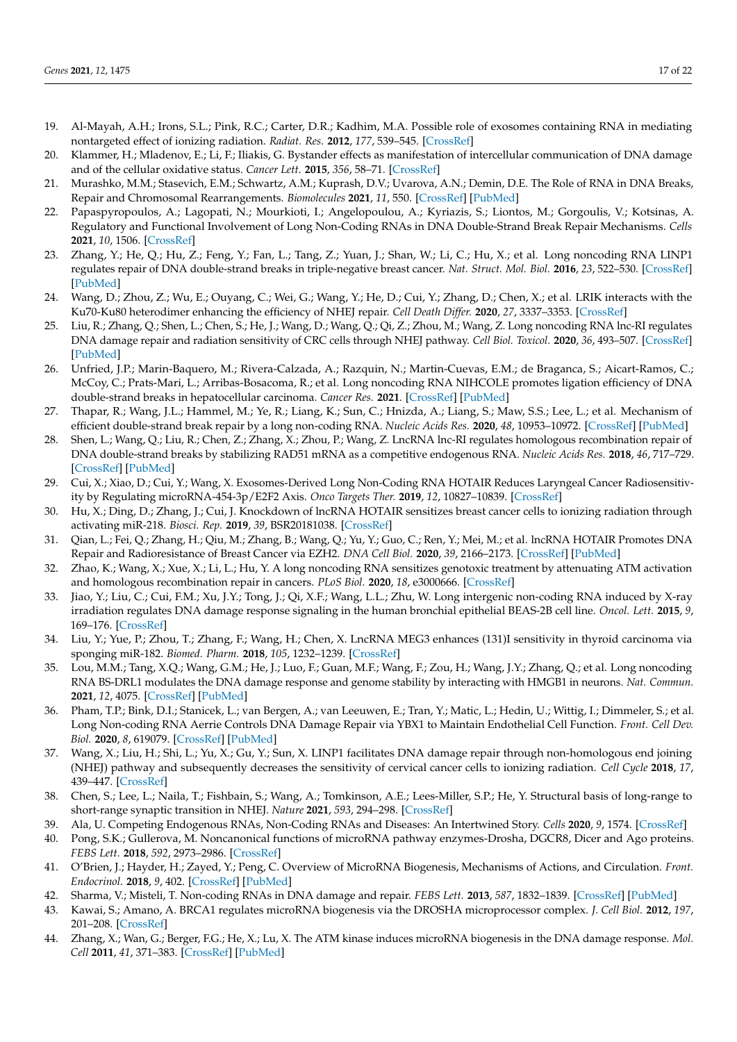19. Al-Mayah, A.H.; Irons, S.L.; Pink, R.C.; Carter, D.R.; Kadhim, M.A. Possible role of exosomes containing RNA in mediating nontargeted effect of ionizing radiation. *Radiat. Res.* **2012**, *177*, 539–545. [CrossRef]
20. Klammer, H.; Mladenov, E.; Li, F.; Iliakis, G. Bystander effects as manifestation of intercellular communication of DNA damage and of the cellular oxidative status. *Cancer Lett.* **2015**, *356*, 58–71. [CrossRef]
21. Murashko, M.M.; Stasevich, E.M.; Schwartz, A.M.; Kuprash, D.V.; Uvarova, A.N.; Demin, D.E. The Role of RNA in DNA Breaks, Repair and Chromosomal Rearrangements. *Biomolecules* **2021**, *11*, 550. [CrossRef] [PubMed]
22. Papaspyropoulos, A.; Lagopati, N.; Mourkioti, I.; Angelopoulou, A.; Kyriazis, S.; Liontos, M.; Gorgoulis, V.; Kotsinas, A. Regulatory and Functional Involvement of Long Non-Coding RNAs in DNA Double-Strand Break Repair Mechanisms. *Cells* **2021**, *10*, 1506. [CrossRef]
23. Zhang, Y.; He, Q.; Hu, Z.; Feng, Y.; Fan, L.; Tang, Z.; Yuan, J.; Shan, W.; Li, C.; Hu, X.; et al. Long noncoding RNA LINP1 regulates repair of DNA double-strand breaks in triple-negative breast cancer. *Nat. Struct. Mol. Biol.* **2016**, *23*, 522–530. [CrossRef] [PubMed]
24. Wang, D.; Zhou, Z.; Wu, E.; Ouyang, C.; Wei, G.; Wang, Y.; He, D.; Cui, Y.; Zhang, D.; Chen, X.; et al. LRIK interacts with the Ku70-Ku80 heterodimer enhancing the efficiency of NHEJ repair. *Cell Death Differ.* **2020**, *27*, 3337–3353. [CrossRef]
25. Liu, R.; Zhang, Q.; Shen, L.; Chen, S.; He, J.; Wang, D.; Wang, Q.; Qi, Z.; Zhou, M.; Wang, Z. Long noncoding RNA lnc-RI regulates DNA damage repair and radiation sensitivity of CRC cells through NHEJ pathway. *Cell Biol. Toxicol.* **2020**, *36*, 493–507. [CrossRef] [PubMed]
26. Unfried, J.P.; Marin-Baquero, M.; Rivera-Calzada, A.; Razquin, N.; Martin-Cuevas, E.M.; de Braganca, S.; Aicart-Ramos, C.; McCoy, C.; Prats-Mari, L.; Arribas-Bosacoma, R.; et al. Long noncoding RNA NIHCOLE promotes ligation efficiency of DNA double-strand breaks in hepatocellular carcinoma. *Cancer Res.* **2021**. [CrossRef] [PubMed]
27. Thapar, R.; Wang, J.L.; Hammel, M.; Ye, R.; Liang, K.; Sun, C.; Hnizda, A.; Liang, S.; Maw, S.S.; Lee, L.; et al. Mechanism of efficient double-strand break repair by a long non-coding RNA. *Nucleic Acids Res.* **2020**, *48*, 10953–10972. [CrossRef] [PubMed]
28. Shen, L.; Wang, Q.; Liu, R.; Chen, Z.; Zhang, X.; Zhou, P.; Wang, Z. LncRNA lnc-RI regulates homologous recombination repair of DNA double-strand breaks by stabilizing RAD51 mRNA as a competitive endogenous RNA. *Nucleic Acids Res.* **2018**, *46*, 717–729. [CrossRef] [PubMed]
29. Cui, X.; Xiao, D.; Cui, Y.; Wang, X. Exosomes-Derived Long Non-Coding RNA HOTAIR Reduces Laryngeal Cancer Radiosensitivity by Regulating microRNA-454-3p/E2F2 Axis. *Onco Targets Ther.* **2019**, *12*, 10827–10839. [CrossRef]
30. Hu, X.; Ding, D.; Zhang, J.; Cui, J. Knockdown of lncRNA HOTAIR sensitizes breast cancer cells to ionizing radiation through activating miR-218. *Biosci. Rep.* **2019**, *39*, BSR20181038. [CrossRef]
31. Qian, L.; Fei, Q.; Zhang, H.; Qiu, M.; Zhang, B.; Wang, Q.; Yu, Y.; Guo, C.; Ren, Y.; Mei, M.; et al. lncRNA HOTAIR Promotes DNA Repair and Radioresistance of Breast Cancer via EZH2. *DNA Cell Biol.* **2020**, *39*, 2166–2173. [CrossRef] [PubMed]
32. Zhao, K.; Wang, X.; Xue, X.; Li, L.; Hu, Y. A long noncoding RNA sensitizes genotoxic treatment by attenuating ATM activation and homologous recombination repair in cancers. *PLoS Biol.* **2020**, *18*, e3000666. [CrossRef]
33. Jiao, Y.; Liu, C.; Cui, F.M.; Xu, J.Y.; Tong, J.; Qi, X.F.; Wang, L.L.; Zhu, W. Long intergenic non-coding RNA induced by X-ray irradiation regulates DNA damage response signaling in the human bronchial epithelial BEAS-2B cell line. *Oncol. Lett.* **2015**, *9*, 169–176. [CrossRef]
34. Liu, Y.; Yue, P.; Zhou, T.; Zhang, F.; Wang, H.; Chen, X. LncRNA MEG3 enhances (131)I sensitivity in thyroid carcinoma via sponging miR-182. *Biomed. Pharm.* **2018**, *105*, 1232–1239. [CrossRef]
35. Lou, M.M.; Tang, X.Q.; Wang, G.M.; He, J.; Luo, F.; Guan, M.F.; Wang, F.; Zou, H.; Wang, J.Y.; Zhang, Q.; et al. Long noncoding RNA BS-DRL1 modulates the DNA damage response and genome stability by interacting with HMGB1 in neurons. *Nat. Commun.* **2021**, *12*, 4075. [CrossRef] [PubMed]
36. Pham, T.P.; Bink, D.I.; Stanicek, L.; van Bergen, A.; van Leeuwen, E.; Tran, Y.; Matic, L.; Hedin, U.; Wittig, I.; Dimmeler, S.; et al. Long Non-coding RNA Aerrie Controls DNA Damage Repair via YBX1 to Maintain Endothelial Cell Function. *Front. Cell Dev. Biol.* **2020**, *8*, 619079. [CrossRef] [PubMed]
37. Wang, X.; Liu, H.; Shi, L.; Yu, X.; Gu, Y.; Sun, X. LINP1 facilitates DNA damage repair through non-homologous end joining (NHEJ) pathway and subsequently decreases the sensitivity of cervical cancer cells to ionizing radiation. *Cell Cycle* **2018**, *17*, 439–447. [CrossRef]
38. Chen, S.; Lee, L.; Naila, T.; Fishbain, S.; Wang, A.; Tomkinson, A.E.; Lees-Miller, S.P.; He, Y. Structural basis of long-range to short-range synaptic transition in NHEJ. *Nature* **2021**, *593*, 294–298. [CrossRef]
39. Ala, U. Competing Endogenous RNAs, Non-Coding RNAs and Diseases: An Intertwined Story. *Cells* **2020**, *9*, 1574. [CrossRef]
40. Pong, S.K.; Gullerova, M. Noncanonical functions of microRNA pathway enzymes-Drosha, DGCR8, Dicer and Ago proteins. *FEBS Lett.* **2018**, *592*, 2973–2986. [CrossRef]
41. O'Brien, J.; Hayder, H.; Zayed, Y.; Peng, C. Overview of MicroRNA Biogenesis, Mechanisms of Actions, and Circulation. *Front. Endocrinol.* **2018**, *9*, 402. [CrossRef] [PubMed]
42. Sharma, V.; Misteli, T. Non-coding RNAs in DNA damage and repair. *FEBS Lett.* **2013**, *587*, 1832–1839. [CrossRef] [PubMed]
43. Kawai, S.; Amano, A. BRCA1 regulates microRNA biogenesis via the DROSHA microprocessor complex. *J. Cell Biol.* **2012**, *197*, 201–208. [CrossRef]
44. Zhang, X.; Wan, G.; Berger, F.G.; He, X.; Lu, X. The ATM kinase induces microRNA biogenesis in the DNA damage response. *Mol. Cell* **2011**, *41*, 371–383. [CrossRef] [PubMed]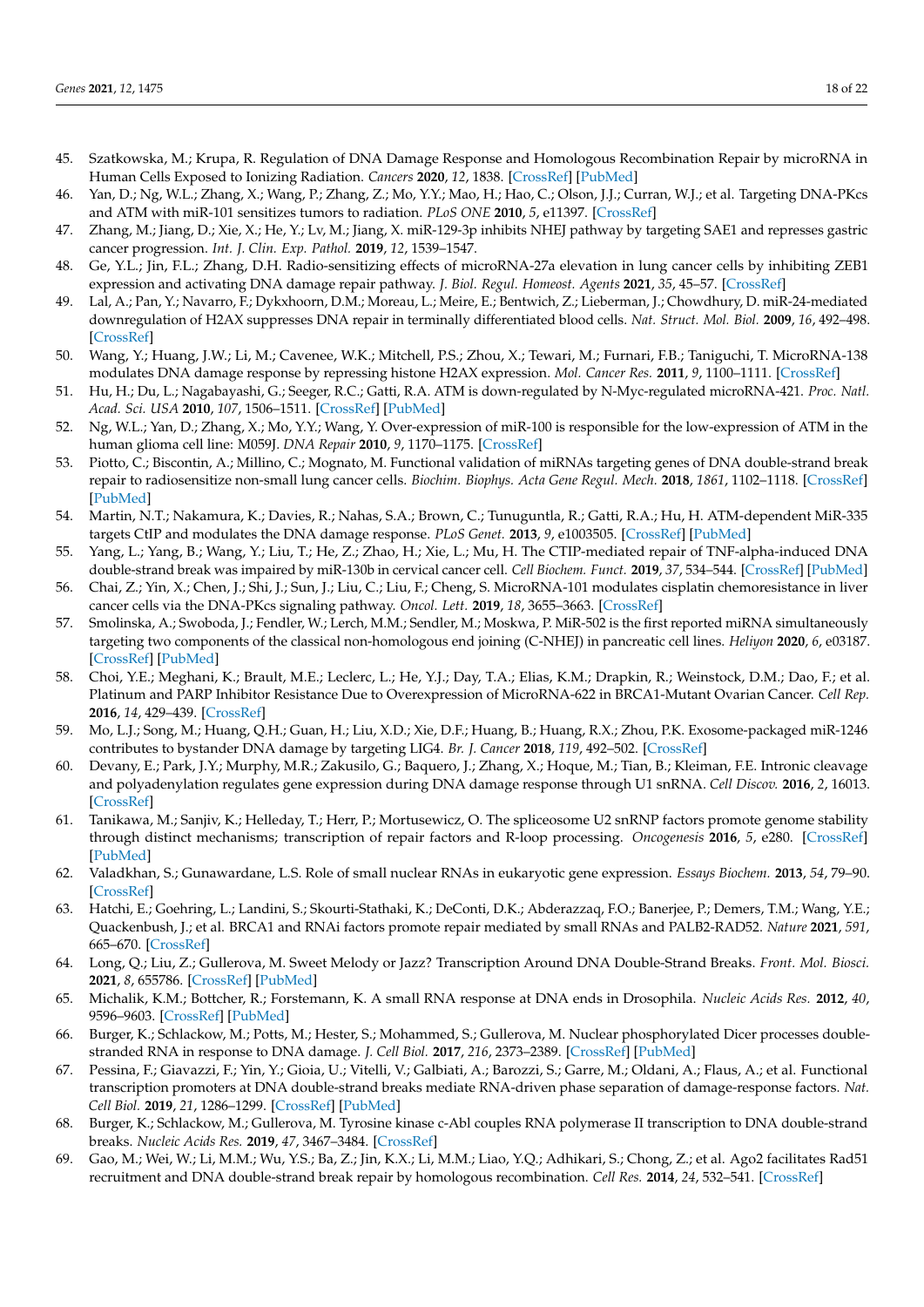45. Szatkowska, M.; Krupa, R. Regulation of DNA Damage Response and Homologous Recombination Repair by microRNA in Human Cells Exposed to Ionizing Radiation. *Cancers* **2020**, *12*, 1838. [CrossRef] [PubMed]
46. Yan, D.; Ng, W.L.; Zhang, X.; Wang, P.; Zhang, Z.; Mo, Y.Y.; Mao, H.; Hao, C.; Olson, J.J.; Curran, W.J.; et al. Targeting DNA-PKcs and ATM with miR-101 sensitizes tumors to radiation. *PLoS ONE* **2010**, *5*, e11397. [CrossRef]
47. Zhang, M.; Jiang, D.; Xie, X.; He, Y.; Lv, M.; Jiang, X. miR-129-3p inhibits NHEJ pathway by targeting SAE1 and represses gastric cancer progression. *Int. J. Clin. Exp. Pathol.* **2019**, *12*, 1539–1547.
48. Ge, Y.L.; Jin, F.L.; Zhang, D.H. Radio-sensitizing effects of microRNA-27a elevation in lung cancer cells by inhibiting ZEB1 expression and activating DNA damage repair pathway. *J. Biol. Regul. Homeost. Agents* **2021**, *35*, 45–57. [CrossRef]
49. Lal, A.; Pan, Y.; Navarro, F.; Dykxhoorn, D.M.; Moreau, L.; Meire, E.; Bentwich, Z.; Lieberman, J.; Chowdhury, D. miR-24-mediated downregulation of H2AX suppresses DNA repair in terminally differentiated blood cells. *Nat. Struct. Mol. Biol.* **2009**, *16*, 492–498. [CrossRef]
50. Wang, Y.; Huang, J.W.; Li, M.; Cavenee, W.K.; Mitchell, P.S.; Zhou, X.; Tewari, M.; Furnari, F.B.; Taniguchi, T. MicroRNA-138 modulates DNA damage response by repressing histone H2AX expression. *Mol. Cancer Res.* **2011**, *9*, 1100–1111. [CrossRef]
51. Hu, H.; Du, L.; Nagabayashi, G.; Seeger, R.C.; Gatti, R.A. ATM is down-regulated by N-Myc-regulated microRNA-421. *Proc. Natl. Acad. Sci. USA* **2010**, *107*, 1506–1511. [CrossRef] [PubMed]
52. Ng, W.L.; Yan, D.; Zhang, X.; Mo, Y.Y.; Wang, Y. Over-expression of miR-100 is responsible for the low-expression of ATM in the human glioma cell line: M059J. *DNA Repair* **2010**, *9*, 1170–1175. [CrossRef]
53. Piotto, C.; Biscontin, A.; Millino, C.; Mognato, M. Functional validation of miRNAs targeting genes of DNA double-strand break repair to radiosensitize non-small lung cancer cells. *Biochim. Biophys. Acta Gene Regul. Mech.* **2018**, *1861*, 1102–1118. [CrossRef] [PubMed]
54. Martin, N.T.; Nakamura, K.; Davies, R.; Nahas, S.A.; Brown, C.; Tunuguntla, R.; Gatti, R.A.; Hu, H. ATM-dependent MiR-335 targets CtIP and modulates the DNA damage response. *PLoS Genet.* **2013**, *9*, e1003505. [CrossRef] [PubMed]
55. Yang, L.; Yang, B.; Wang, Y.; Liu, T.; He, Z.; Zhao, H.; Xie, L.; Mu, H. The CTIP-mediated repair of TNF-alpha-induced DNA double-strand break was impaired by miR-130b in cervical cancer cell. *Cell Biochem. Funct.* **2019**, *37*, 534–544. [CrossRef] [PubMed]
56. Chai, Z.; Yin, X.; Chen, J.; Shi, J.; Sun, J.; Liu, C.; Liu, F.; Cheng, S. MicroRNA-101 modulates cisplatin chemoresistance in liver cancer cells via the DNA-PKcs signaling pathway. *Oncol. Lett.* **2019**, *18*, 3655–3663. [CrossRef]
57. Smolinska, A.; Swoboda, J.; Fendler, W.; Lerch, M.M.; Sendler, M.; Moskwa, P. MiR-502 is the first reported miRNA simultaneously targeting two components of the classical non-homologous end joining (C-NHEJ) in pancreatic cell lines. *Heliyon* **2020**, *6*, e03187. [CrossRef] [PubMed]
58. Choi, Y.E.; Meghani, K.; Brault, M.E.; Leclerc, L.; He, Y.J.; Day, T.A.; Elias, K.M.; Drapkin, R.; Weinstock, D.M.; Dao, F.; et al. Platinum and PARP Inhibitor Resistance Due to Overexpression of MicroRNA-622 in BRCA1-Mutant Ovarian Cancer. *Cell Rep.* **2016**, *14*, 429–439. [CrossRef]
59. Mo, L.J.; Song, M.; Huang, Q.H.; Guan, H.; Liu, X.D.; Xie, D.F.; Huang, B.; Huang, R.X.; Zhou, P.K. Exosome-packaged miR-1246 contributes to bystander DNA damage by targeting LIG4. *Br. J. Cancer* **2018**, *119*, 492–502. [CrossRef]
60. Devany, E.; Park, J.Y.; Murphy, M.R.; Zakusilo, G.; Baquero, J.; Zhang, X.; Hoque, M.; Tian, B.; Kleiman, F.E. Intronic cleavage and polyadenylation regulates gene expression during DNA damage response through U1 snRNA. *Cell Discov.* **2016**, *2*, 16013. [CrossRef]
61. Tanikawa, M.; Sanjiv, K.; Helleday, T.; Herr, P.; Mortusewicz, O. The spliceosome U2 snRNP factors promote genome stability through distinct mechanisms; transcription of repair factors and R-loop processing. *Oncogenesis* **2016**, *5*, e280. [CrossRef] [PubMed]
62. Valadkhan, S.; Gunawardane, L.S. Role of small nuclear RNAs in eukaryotic gene expression. *Essays Biochem.* **2013**, *54*, 79–90. [CrossRef]
63. Hatchi, E.; Goehring, L.; Landini, S.; Skourti-Stathaki, K.; DeConti, D.K.; Abderazzaq, F.O.; Banerjee, P.; Demers, T.M.; Wang, Y.E.; Quackenbush, J.; et al. BRCA1 and RNAi factors promote repair mediated by small RNAs and PALB2-RAD52. *Nature* **2021**, *591*, 665–670. [CrossRef]
64. Long, Q.; Liu, Z.; Gullerova, M. Sweet Melody or Jazz? Transcription Around DNA Double-Strand Breaks. *Front. Mol. Biosci.* **2021**, *8*, 655786. [CrossRef] [PubMed]
65. Michalik, K.M.; Bottcher, R.; Forstemann, K. A small RNA response at DNA ends in Drosophila. *Nucleic Acids Res.* **2012**, *40*, 9596–9603. [CrossRef] [PubMed]
66. Burger, K.; Schlackow, M.; Potts, M.; Hester, S.; Mohammed, S.; Gullerova, M. Nuclear phosphorylated Dicer processes double-stranded RNA in response to DNA damage. *J. Cell Biol.* **2017**, *216*, 2373–2389. [CrossRef] [PubMed]
67. Pessina, F.; Giavazzi, F.; Yin, Y.; Gioia, U.; Vitelli, V.; Galbiati, A.; Barozzi, S.; Garre, M.; Oldani, A.; Flaus, A.; et al. Functional transcription promoters at DNA double-strand breaks mediate RNA-driven phase separation of damage-response factors. *Nat. Cell Biol.* **2019**, *21*, 1286–1299. [CrossRef] [PubMed]
68. Burger, K.; Schlackow, M.; Gullerova, M. Tyrosine kinase c-Abl couples RNA polymerase II transcription to DNA double-strand breaks. *Nucleic Acids Res.* **2019**, *47*, 3467–3484. [CrossRef]
69. Gao, M.; Wei, W.; Li, M.M.; Wu, Y.S.; Ba, Z.; Jin, K.X.; Li, M.M.; Liao, Y.Q.; Adhikari, S.; Chong, Z.; et al. Ago2 facilitates Rad51 recruitment and DNA double-strand break repair by homologous recombination. *Cell Res.* **2014**, *24*, 532–541. [CrossRef]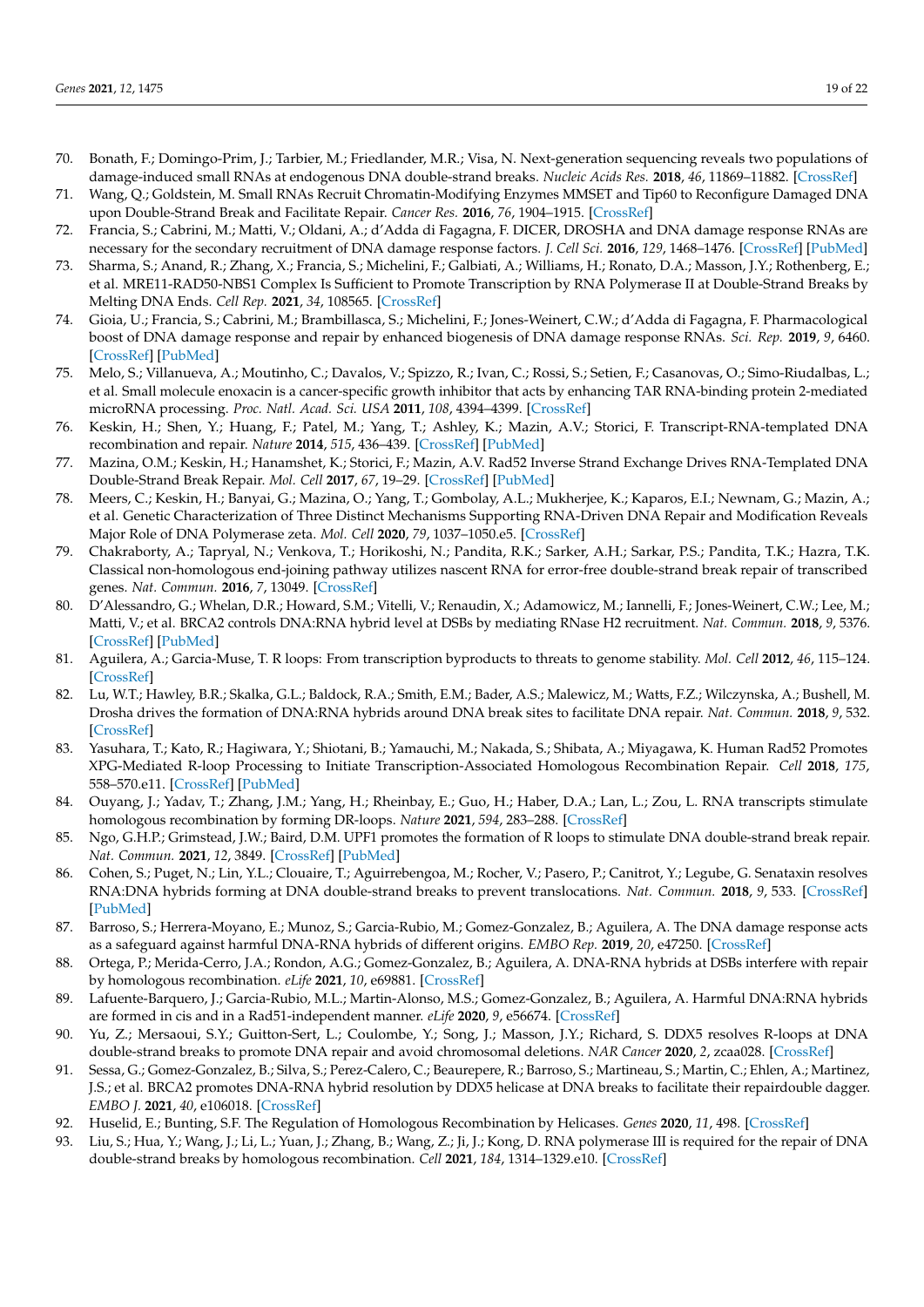70. Bonath, F.; Domingo-Prim, J.; Tarbier, M.; Friedlander, M.R.; Visa, N. Next-generation sequencing reveals two populations of damage-induced small RNAs at endogenous DNA double-strand breaks. *Nucleic Acids Res.* **2018**, *46*, 11869–11882. [CrossRef]
71. Wang, Q.; Goldstein, M. Small RNAs Recruit Chromatin-Modifying Enzymes MMSET and Tip60 to Reconfigure Damaged DNA upon Double-Strand Break and Facilitate Repair. *Cancer Res.* **2016**, *76*, 1904–1915. [CrossRef]
72. Francia, S.; Cabrini, M.; Matti, V.; Oldani, A.; d'Adda di Fagagna, F. DICER, DROSHA and DNA damage response RNAs are necessary for the secondary recruitment of DNA damage response factors. *J. Cell Sci.* **2016**, *129*, 1468–1476. [CrossRef] [PubMed]
73. Sharma, S.; Anand, R.; Zhang, X.; Francia, S.; Michelini, F.; Galbiati, A.; Williams, H.; Ronato, D.A.; Masson, J.Y.; Rothenberg, E.; et al. MRE11-RAD50-NBS1 Complex Is Sufficient to Promote Transcription by RNA Polymerase II at Double-Strand Breaks by Melting DNA Ends. *Cell Rep.* **2021**, *34*, 108565. [CrossRef]
74. Gioia, U.; Francia, S.; Cabrini, M.; Brambillasca, S.; Michelini, F.; Jones-Weinert, C.W.; d'Adda di Fagagna, F. Pharmacological boost of DNA damage response and repair by enhanced biogenesis of DNA damage response RNAs. *Sci. Rep.* **2019**, *9*, 6460. [CrossRef] [PubMed]
75. Melo, S.; Villanueva, A.; Moutinho, C.; Davalos, V.; Spizzo, R.; Ivan, C.; Rossi, S.; Setien, F.; Casanovas, O.; Simo-Riudalbas, L.; et al. Small molecule enoxacin is a cancer-specific growth inhibitor that acts by enhancing TAR RNA-binding protein 2-mediated microRNA processing. *Proc. Natl. Acad. Sci. USA* **2011**, *108*, 4394–4399. [CrossRef]
76. Keskin, H.; Shen, Y.; Huang, F.; Patel, M.; Yang, T.; Ashley, K.; Mazin, A.V.; Storici, F. Transcript-RNA-templated DNA recombination and repair. *Nature* **2014**, *515*, 436–439. [CrossRef] [PubMed]
77. Mazina, O.M.; Keskin, H.; Hanamshet, K.; Storici, F.; Mazin, A.V. Rad52 Inverse Strand Exchange Drives RNA-Templated DNA Double-Strand Break Repair. *Mol. Cell* **2017**, *67*, 19–29. [CrossRef] [PubMed]
78. Meers, C.; Keskin, H.; Banyai, G.; Mazina, O.; Yang, T.; Gombolay, A.L.; Mukherjee, K.; Kaparos, E.I.; Newnam, G.; Mazin, A.; et al. Genetic Characterization of Three Distinct Mechanisms Supporting RNA-Driven DNA Repair and Modification Reveals Major Role of DNA Polymerase zeta. *Mol. Cell* **2020**, *79*, 1037–1050.e5. [CrossRef]
79. Chakraborty, A.; Tapryal, N.; Venkova, T.; Horikoshi, N.; Pandita, R.K.; Sarker, A.H.; Sarkar, P.S.; Pandita, T.K.; Hazra, T.K. Classical non-homologous end-joining pathway utilizes nascent RNA for error-free double-strand break repair of transcribed genes. *Nat. Commun.* **2016**, *7*, 13049. [CrossRef]
80. D'Alessandro, G.; Whelan, D.R.; Howard, S.M.; Vitelli, V.; Renaudin, X.; Adamowicz, M.; Iannelli, F.; Jones-Weinert, C.W.; Lee, M.; Matti, V.; et al. BRCA2 controls DNA:RNA hybrid level at DSBs by mediating RNase H2 recruitment. *Nat. Commun.* **2018**, *9*, 5376. [CrossRef] [PubMed]
81. Aguilera, A.; Garcia-Muse, T. R loops: From transcription byproducts to threats to genome stability. *Mol. Cell* **2012**, *46*, 115–124. [CrossRef]
82. Lu, W.T.; Hawley, B.R.; Skalka, G.L.; Baldock, R.A.; Smith, E.M.; Bader, A.S.; Malewicz, M.; Watts, F.Z.; Wilczynska, A.; Bushell, M. Drosha drives the formation of DNA:RNA hybrids around DNA break sites to facilitate DNA repair. *Nat. Commun.* **2018**, *9*, 532. [CrossRef]
83. Yasuhara, T.; Kato, R.; Hagiwara, Y.; Shiotani, B.; Yamauchi, M.; Nakada, S.; Shibata, A.; Miyagawa, K. Human Rad52 Promotes XPG-Mediated R-loop Processing to Initiate Transcription-Associated Homologous Recombination Repair. *Cell* **2018**, *175*, 558–570.e11. [CrossRef] [PubMed]
84. Ouyang, J.; Yadav, T.; Zhang, J.M.; Yang, H.; Rheinbay, E.; Guo, H.; Haber, D.A.; Lan, L.; Zou, L. RNA transcripts stimulate homologous recombination by forming DR-loops. *Nature* **2021**, *594*, 283–288. [CrossRef]
85. Ngo, G.H.P.; Grimstead, J.W.; Baird, D.M. UPF1 promotes the formation of R loops to stimulate DNA double-strand break repair. *Nat. Commun.* **2021**, *12*, 3849. [CrossRef] [PubMed]
86. Cohen, S.; Puget, N.; Lin, Y.L.; Clouaire, T.; Aguirrebengoa, M.; Rocher, V.; Pasero, P.; Canitrot, Y.; Legube, G. Senataxin resolves RNA:DNA hybrids forming at DNA double-strand breaks to prevent translocations. *Nat. Commun.* **2018**, *9*, 533. [CrossRef] [PubMed]
87. Barroso, S.; Herrera-Moyano, E.; Munoz, S.; Garcia-Rubio, M.; Gomez-Gonzalez, B.; Aguilera, A. The DNA damage response acts as a safeguard against harmful DNA-RNA hybrids of different origins. *EMBO Rep.* **2019**, *20*, e47250. [CrossRef]
88. Ortega, P.; Merida-Cerro, J.A.; Rondon, A.G.; Gomez-Gonzalez, B.; Aguilera, A. DNA-RNA hybrids at DSBs interfere with repair by homologous recombination. *eLife* **2021**, *10*, e69881. [CrossRef]
89. Lafuente-Barquero, J.; Garcia-Rubio, M.L.; Martin-Alonso, M.S.; Gomez-Gonzalez, B.; Aguilera, A. Harmful DNA:RNA hybrids are formed in cis and in a Rad51-independent manner. *eLife* **2020**, *9*, e56674. [CrossRef]
90. Yu, Z.; Mersaoui, S.Y.; Guitton-Sert, L.; Coulombe, Y.; Song, J.; Masson, J.Y.; Richard, S. DDX5 resolves R-loops at DNA double-strand breaks to promote DNA repair and avoid chromosomal deletions. *NAR Cancer* **2020**, *2*, zcaa028. [CrossRef]
91. Sessa, G.; Gomez-Gonzalez, B.; Silva, S.; Perez-Calero, C.; Beaurepere, R.; Barroso, S.; Martineau, S.; Martin, C.; Ehlen, A.; Martinez, J.S.; et al. BRCA2 promotes DNA-RNA hybrid resolution by DDX5 helicase at DNA breaks to facilitate their repairdouble dagger. *EMBO J.* **2021**, *40*, e106018. [CrossRef]
92. Huselid, E.; Bunting, S.F. The Regulation of Homologous Recombination by Helicases. *Genes* **2020**, *11*, 498. [CrossRef]
93. Liu, S.; Hua, Y.; Wang, J.; Li, L.; Yuan, J.; Zhang, B.; Wang, Z.; Ji, J.; Kong, D. RNA polymerase III is required for the repair of DNA double-strand breaks by homologous recombination. *Cell* **2021**, *184*, 1314–1329.e10. [CrossRef]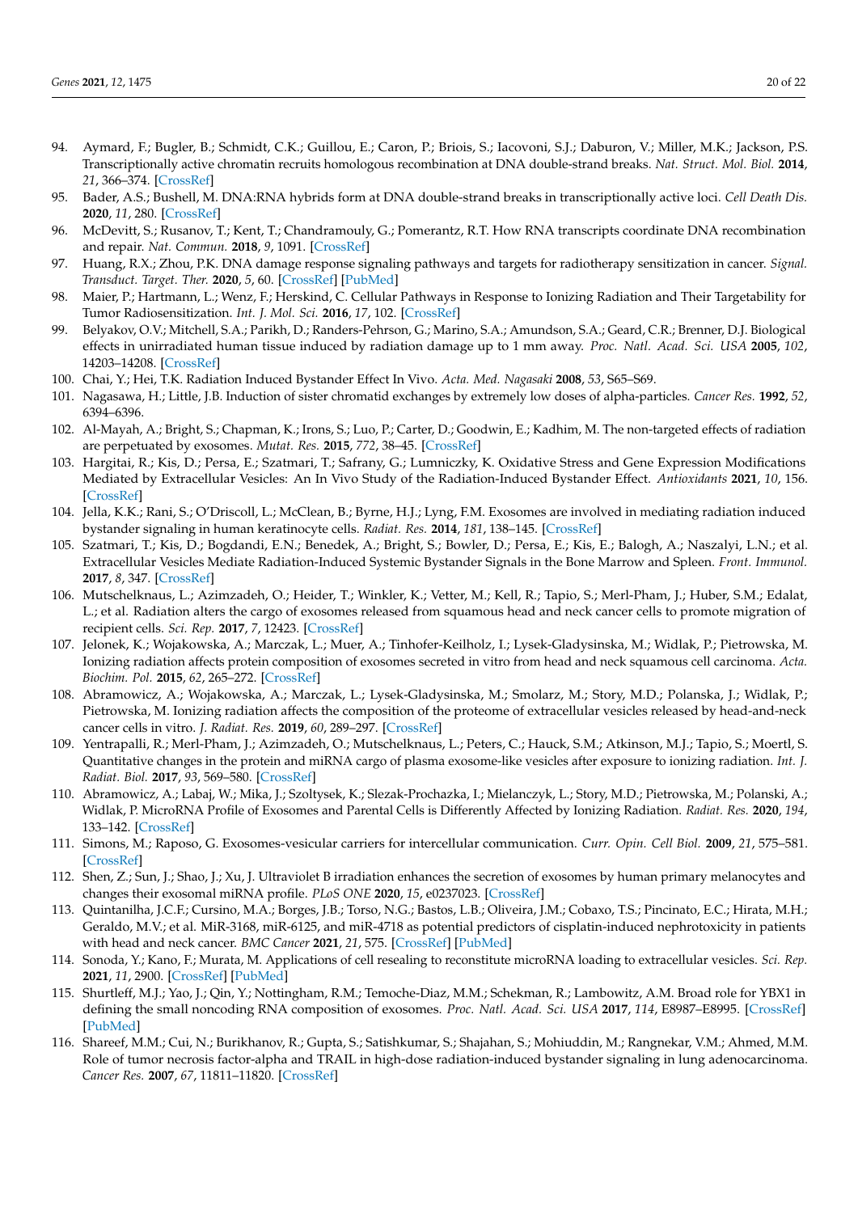94. Aymard, F.; Bugler, B.; Schmidt, C.K.; Guillou, E.; Caron, P.; Briois, S.; Iacovoni, S.J.; Daburon, V.; Miller, M.K.; Jackson, P.S. Transcriptionally active chromatin recruits homologous recombination at DNA double-strand breaks. *Nat. Struct. Mol. Biol.* **2014**, *21*, 366–374. [CrossRef]
95. Bader, A.S.; Bushell, M. DNA:RNA hybrids form at DNA double-strand breaks in transcriptionally active loci. *Cell Death Dis.* **2020**, *11*, 280. [CrossRef]
96. McDevitt, S.; Rusanov, T.; Kent, T.; Chandramouly, G.; Pomerantz, R.T. How RNA transcripts coordinate DNA recombination and repair. *Nat. Commun.* **2018**, *9*, 1091. [CrossRef]
97. Huang, R.X.; Zhou, P.K. DNA damage response signaling pathways and targets for radiotherapy sensitization in cancer. *Signal. Transduct. Target. Ther.* **2020**, *5*, 60. [CrossRef] [PubMed]
98. Maier, P.; Hartmann, L.; Wenz, F.; Herskind, C. Cellular Pathways in Response to Ionizing Radiation and Their Targetability for Tumor Radiosensitization. *Int. J. Mol. Sci.* **2016**, *17*, 102. [CrossRef]
99. Belyakov, O.V.; Mitchell, S.A.; Parikh, D.; Randers-Pehrson, G.; Marino, S.A.; Amundson, S.A.; Geard, C.R.; Brenner, D.J. Biological effects in unirradiated human tissue induced by radiation damage up to 1 mm away. *Proc. Natl. Acad. Sci. USA* **2005**, *102*, 14203–14208. [CrossRef]
100. Chai, Y.; Hei, T.K. Radiation Induced Bystander Effect In Vivo. *Acta. Med. Nagasaki* **2008**, *53*, S65–S69.
101. Nagasawa, H.; Little, J.B. Induction of sister chromatid exchanges by extremely low doses of alpha-particles. *Cancer Res.* **1992**, *52*, 6394–6396.
102. Al-Mayah, A.; Bright, S.; Chapman, K.; Irons, S.; Luo, P.; Carter, D.; Goodwin, E.; Kadhim, M. The non-targeted effects of radiation are perpetuated by exosomes. *Mutat. Res.* **2015**, *772*, 38–45. [CrossRef]
103. Hargitai, R.; Kis, D.; Persa, E.; Szatmari, T.; Safrany, G.; Lumniczky, K. Oxidative Stress and Gene Expression Modifications Mediated by Extracellular Vesicles: An In Vivo Study of the Radiation-Induced Bystander Effect. *Antioxidants* **2021**, *10*, 156. [CrossRef]
104. Jella, K.K.; Rani, S.; O'Driscoll, L.; McClean, B.; Byrne, H.J.; Lyng, F.M. Exosomes are involved in mediating radiation induced bystander signaling in human keratinocyte cells. *Radiat. Res.* **2014**, *181*, 138–145. [CrossRef]
105. Szatmari, T.; Kis, D.; Bogdandi, E.N.; Benedek, A.; Bright, S.; Bowler, D.; Persa, E.; Kis, E.; Balogh, A.; Naszalyi, L.N.; et al. Extracellular Vesicles Mediate Radiation-Induced Systemic Bystander Signals in the Bone Marrow and Spleen. *Front. Immunol.* **2017**, *8*, 347. [CrossRef]
106. Mutschelknaus, L.; Azimzadeh, O.; Heider, T.; Winkler, K.; Vetter, M.; Kell, R.; Tapio, S.; Merl-Pham, J.; Huber, S.M.; Edalat, L.; et al. Radiation alters the cargo of exosomes released from squamous head and neck cancer cells to promote migration of recipient cells. *Sci. Rep.* **2017**, *7*, 12423. [CrossRef]
107. Jelonek, K.; Wojakowska, A.; Marczak, L.; Muer, A.; Tinhofer-Keilholz, I.; Lysek-Gladysinska, M.; Widlak, P.; Pietrowska, M. Ionizing radiation affects protein composition of exosomes secreted in vitro from head and neck squamous cell carcinoma. *Acta. Biochim. Pol.* **2015**, *62*, 265–272. [CrossRef]
108. Abramowicz, A.; Wojakowska, A.; Marczak, L.; Lysek-Gladysinska, M.; Smolarz, M.; Story, M.D.; Polanska, J.; Widlak, P.; Pietrowska, M. Ionizing radiation affects the composition of the proteome of extracellular vesicles released by head-and-neck cancer cells in vitro. *J. Radiat. Res.* **2019**, *60*, 289–297. [CrossRef]
109. Yentrapalli, R.; Merl-Pham, J.; Azimzadeh, O.; Mutschelknaus, L.; Peters, C.; Hauck, S.M.; Atkinson, M.J.; Tapio, S.; Moertl, S. Quantitative changes in the protein and miRNA cargo of plasma exosome-like vesicles after exposure to ionizing radiation. *Int. J. Radiat. Biol.* **2017**, *93*, 569–580. [CrossRef]
110. Abramowicz, A.; Labaj, W.; Mika, J.; Szoltysek, K.; Slezak-Prochazka, I.; Mielanczyk, L.; Story, M.D.; Pietrowska, M.; Polanski, A.; Widlak, P. MicroRNA Profile of Exosomes and Parental Cells is Differently Affected by Ionizing Radiation. *Radiat. Res.* **2020**, *194*, 133–142. [CrossRef]
111. Simons, M.; Raposo, G. Exosomes-vesicular carriers for intercellular communication. *Curr. Opin. Cell Biol.* **2009**, *21*, 575–581. [CrossRef]
112. Shen, Z.; Sun, J.; Shao, J.; Xu, J. Ultraviolet B irradiation enhances the secretion of exosomes by human primary melanocytes and changes their exosomal miRNA profile. *PLoS ONE* **2020**, *15*, e0237023. [CrossRef]
113. Quintanilha, J.C.F.; Cursino, M.A.; Borges, J.B.; Torso, N.G.; Bastos, L.B.; Oliveira, J.M.; Cobaxo, T.S.; Pincinato, E.C.; Hirata, M.H.; Geraldo, M.V.; et al. MiR-3168, miR-6125, and miR-4718 as potential predictors of cisplatin-induced nephrotoxicity in patients with head and neck cancer. *BMC Cancer* **2021**, *21*, 575. [CrossRef] [PubMed]
114. Sonoda, Y.; Kano, F.; Murata, M. Applications of cell resealing to reconstitute microRNA loading to extracellular vesicles. *Sci. Rep.* **2021**, *11*, 2900. [CrossRef] [PubMed]
115. Shurtleff, M.J.; Yao, J.; Qin, Y.; Nottingham, R.M.; Temoche-Diaz, M.M.; Schekman, R.; Lambowitz, A.M. Broad role for YBX1 in defining the small noncoding RNA composition of exosomes. *Proc. Natl. Acad. Sci. USA* **2017**, *114*, E8987–E8995. [CrossRef] [PubMed]
116. Shareef, M.M.; Cui, N.; Burikhanov, R.; Gupta, S.; Satishkumar, S.; Shajahan, S.; Mohiuddin, M.; Rangnekar, V.M.; Ahmed, M.M. Role of tumor necrosis factor-alpha and TRAIL in high-dose radiation-induced bystander signaling in lung adenocarcinoma. *Cancer Res.* **2007**, *67*, 11811–11820. [CrossRef]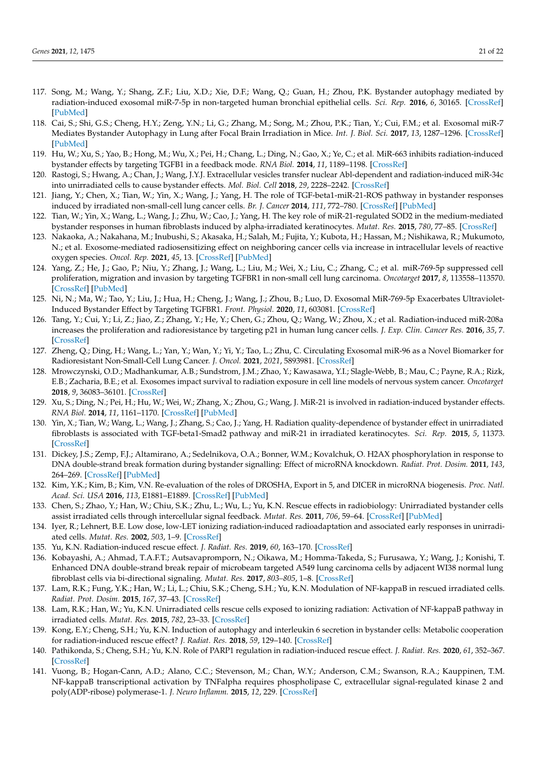117. Song, M.; Wang, Y.; Shang, Z.F.; Liu, X.D.; Xie, D.F.; Wang, Q.; Guan, H.; Zhou, P.K. Bystander autophagy mediated by radiation-induced exosomal miR-7-5p in non-targeted human bronchial epithelial cells. *Sci. Rep.* **2016**, *6*, 30165. [CrossRef] [PubMed]
118. Cai, S.; Shi, G.S.; Cheng, H.Y.; Zeng, Y.N.; Li, G.; Zhang, M.; Song, M.; Zhou, P.K.; Tian, Y.; Cui, F.M.; et al. Exosomal miR-7 Mediates Bystander Autophagy in Lung after Focal Brain Irradiation in Mice. *Int. J. Biol. Sci.* **2017**, *13*, 1287–1296. [CrossRef] [PubMed]
119. Hu, W.; Xu, S.; Yao, B.; Hong, M.; Wu, X.; Pei, H.; Chang, L.; Ding, N.; Gao, X.; Ye, C.; et al. MiR-663 inhibits radiation-induced bystander effects by targeting TGFB1 in a feedback mode. *RNA Biol.* **2014**, *11*, 1189–1198. [CrossRef]
120. Rastogi, S.; Hwang, A.; Chan, J.; Wang, J.Y.J. Extracellular vesicles transfer nuclear Abl-dependent and radiation-induced miR-34c into unirradiated cells to cause bystander effects. *Mol. Biol. Cell* **2018**, *29*, 2228–2242. [CrossRef]
121. Jiang, Y.; Chen, X.; Tian, W.; Yin, X.; Wang, J.; Yang, H. The role of TGF-beta1-miR-21-ROS pathway in bystander responses induced by irradiated non-small-cell lung cancer cells. *Br. J. Cancer* **2014**, *111*, 772–780. [CrossRef] [PubMed]
122. Tian, W.; Yin, X.; Wang, L.; Wang, J.; Zhu, W.; Cao, J.; Yang, H. The key role of miR-21-regulated SOD2 in the medium-mediated bystander responses in human fibroblasts induced by alpha-irradiated keratinocytes. *Mutat. Res.* **2015**, *780*, 77–85. [CrossRef]
123. Nakaoka, A.; Nakahana, M.; Inubushi, S.; Akasaka, H.; Salah, M.; Fujita, Y.; Kubota, H.; Hassan, M.; Nishikawa, R.; Mukumoto, N.; et al. Exosome-mediated radiosensitizing effect on neighboring cancer cells via increase in intracellular levels of reactive oxygen species. *Oncol. Rep.* **2021**, *45*, 13. [CrossRef] [PubMed]
124. Yang, Z.; He, J.; Gao, P.; Niu, Y.; Zhang, J.; Wang, L.; Liu, M.; Wei, X.; Liu, C.; Zhang, C.; et al. miR-769-5p suppressed cell proliferation, migration and invasion by targeting TGFBR1 in non-small cell lung carcinoma. *Oncotarget* **2017**, *8*, 113558–113570. [CrossRef] [PubMed]
125. Ni, N.; Ma, W.; Tao, Y.; Liu, J.; Hua, H.; Cheng, J.; Wang, J.; Zhou, B.; Luo, D. Exosomal MiR-769-5p Exacerbates Ultraviolet-Induced Bystander Effect by Targeting TGFBR1. *Front. Physiol.* **2020**, *11*, 603081. [CrossRef]
126. Tang, Y.; Cui, Y.; Li, Z.; Jiao, Z.; Zhang, Y.; He, Y.; Chen, G.; Zhou, Q.; Wang, W.; Zhou, X.; et al. Radiation-induced miR-208a increases the proliferation and radioresistance by targeting p21 in human lung cancer cells. *J. Exp. Clin. Cancer Res.* **2016**, *35*, 7. [CrossRef]
127. Zheng, Q.; Ding, H.; Wang, L.; Yan, Y.; Wan, Y.; Yi, Y.; Tao, L.; Zhu, C. Circulating Exosomal miR-96 as a Novel Biomarker for Radioresistant Non-Small-Cell Lung Cancer. *J. Oncol.* **2021**, *2021*, 5893981. [CrossRef]
128. Mrowczynski, O.D.; Madhankumar, A.B.; Sundstrom, J.M.; Zhao, Y.; Kawasawa, Y.I.; Slagle-Webb, B.; Mau, C.; Payne, R.A.; Rizk, E.B.; Zacharia, B.E.; et al. Exosomes impact survival to radiation exposure in cell line models of nervous system cancer. *Oncotarget* **2018**, *9*, 36083–36101. [CrossRef]
129. Xu, S.; Ding, N.; Pei, H.; Hu, W.; Wei, W.; Zhang, X.; Zhou, G.; Wang, J. MiR-21 is involved in radiation-induced bystander effects. *RNA Biol.* **2014**, *11*, 1161–1170. [CrossRef] [PubMed]
130. Yin, X.; Tian, W.; Wang, L.; Wang, J.; Zhang, S.; Cao, J.; Yang, H. Radiation quality-dependence of bystander effect in unirradiated fibroblasts is associated with TGF-beta1-Smad2 pathway and miR-21 in irradiated keratinocytes. *Sci. Rep.* **2015**, *5*, 11373. [CrossRef]
131. Dickey, J.S.; Zemp, F.J.; Altamirano, A.; Sedelnikova, O.A.; Bonner, W.M.; Kovalchuk, O. H2AX phosphorylation in response to DNA double-strand break formation during bystander signalling: Effect of microRNA knockdown. *Radiat. Prot. Dosim.* **2011**, *143*, 264–269. [CrossRef] [PubMed]
132. Kim, Y.K.; Kim, B.; Kim, V.N. Re-evaluation of the roles of DROSHA, Export in 5, and DICER in microRNA biogenesis. *Proc. Natl. Acad. Sci. USA* **2016**, *113*, E1881–E1889. [CrossRef] [PubMed]
133. Chen, S.; Zhao, Y.; Han, W.; Chiu, S.K.; Zhu, L.; Wu, L.; Yu, K.N. Rescue effects in radiobiology: Unirradiated bystander cells assist irradiated cells through intercellular signal feedback. *Mutat. Res.* **2011**, *706*, 59–64. [CrossRef] [PubMed]
134. Iyer, R.; Lehnert, B.E. Low dose, low-LET ionizing radiation-induced radioadaptation and associated early responses in unirradiated cells. *Mutat. Res.* **2002**, *503*, 1–9. [CrossRef]
135. Yu, K.N. Radiation-induced rescue effect. *J. Radiat. Res.* **2019**, *60*, 163–170. [CrossRef]
136. Kobayashi, A.; Ahmad, T.A.F.T.; Autsavapromporn, N.; Oikawa, M.; Homma-Takeda, S.; Furusawa, Y.; Wang, J.; Konishi, T. Enhanced DNA double-strand break repair of microbeam targeted A549 lung carcinoma cells by adjacent WI38 normal lung fibroblast cells via bi-directional signaling. *Mutat. Res.* **2017**, *803–805*, 1–8. [CrossRef]
137. Lam, R.K.; Fung, Y.K.; Han, W.; Li, L.; Chiu, S.K.; Cheng, S.H.; Yu, K.N. Modulation of NF-kappaB in rescued irradiated cells. *Radiat. Prot. Dosim.* **2015**, *167*, 37–43. [CrossRef]
138. Lam, R.K.; Han, W.; Yu, K.N. Unirradiated cells rescue cells exposed to ionizing radiation: Activation of NF-kappaB pathway in irradiated cells. *Mutat. Res.* **2015**, *782*, 23–33. [CrossRef]
139. Kong, E.Y.; Cheng, S.H.; Yu, K.N. Induction of autophagy and interleukin 6 secretion in bystander cells: Metabolic cooperation for radiation-induced rescue effect? *J. Radiat. Res.* **2018**, *59*, 129–140. [CrossRef]
140. Pathikonda, S.; Cheng, S.H.; Yu, K.N. Role of PARP1 regulation in radiation-induced rescue effect. *J. Radiat. Res.* **2020**, *61*, 352–367. [CrossRef]
141. Vuong, B.; Hogan-Cann, A.D.; Alano, C.C.; Stevenson, M.; Chan, W.Y.; Anderson, C.M.; Swanson, R.A.; Kauppinen, T.M. NF-kappaB transcriptional activation by TNFalpha requires phospholipase C, extracellular signal-regulated kinase 2 and poly(ADP-ribose) polymerase-1. *J. Neuro Inflamm.* **2015**, *12*, 229. [CrossRef]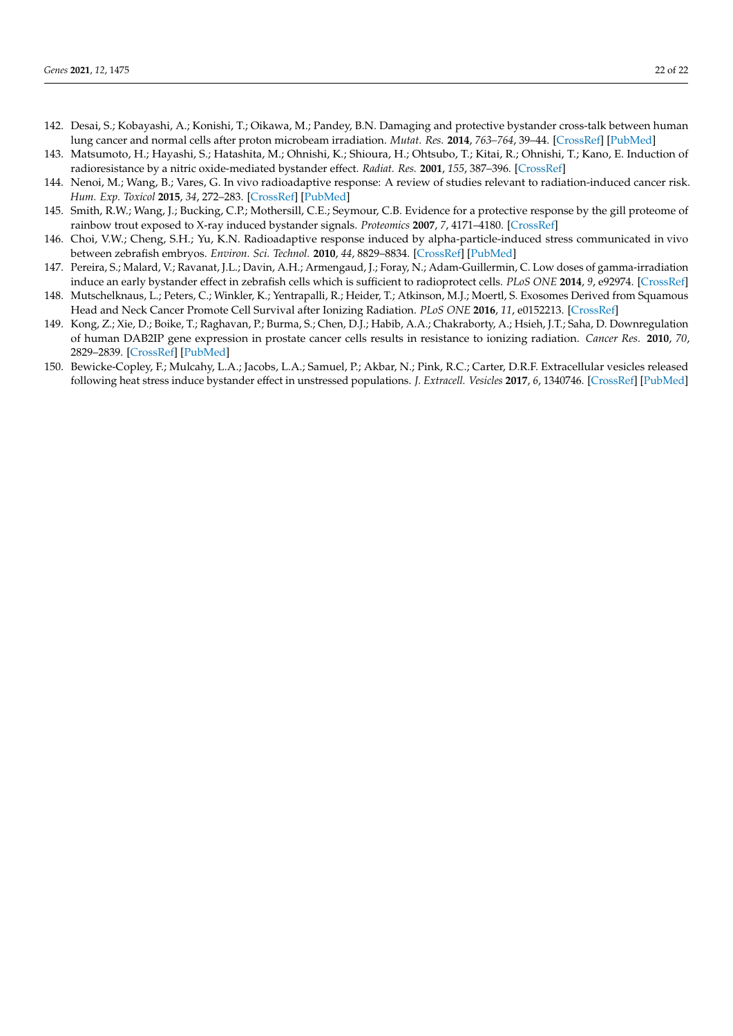142. Desai, S.; Kobayashi, A.; Konishi, T.; Oikawa, M.; Pandey, B.N. Damaging and protective bystander cross-talk between human lung cancer and normal cells after proton microbeam irradiation. *Mutat. Res.* **2014**, *763–764*, 39–44. [CrossRef] [PubMed]
143. Matsumoto, H.; Hayashi, S.; Hatashita, M.; Ohnishi, K.; Shioura, H.; Ohtsubo, T.; Kitai, R.; Ohnishi, T.; Kano, E. Induction of radioresistance by a nitric oxide-mediated bystander effect. *Radiat. Res.* **2001**, *155*, 387–396. [CrossRef]
144. Nenoi, M.; Wang, B.; Vares, G. In vivo radioadaptive response: A review of studies relevant to radiation-induced cancer risk. *Hum. Exp. Toxicol* **2015**, *34*, 272–283. [CrossRef] [PubMed]
145. Smith, R.W.; Wang, J.; Bucking, C.P.; Mothersill, C.E.; Seymour, C.B. Evidence for a protective response by the gill proteome of rainbow trout exposed to X-ray induced bystander signals. *Proteomics* **2007**, *7*, 4171–4180. [CrossRef]
146. Choi, V.W.; Cheng, S.H.; Yu, K.N. Radioadaptive response induced by alpha-particle-induced stress communicated in vivo between zebrafish embryos. *Environ. Sci. Technol.* **2010**, *44*, 8829–8834. [CrossRef] [PubMed]
147. Pereira, S.; Malard, V.; Ravanat, J.L.; Davin, A.H.; Armengaud, J.; Foray, N.; Adam-Guillermin, C. Low doses of gamma-irradiation induce an early bystander effect in zebrafish cells which is sufficient to radioprotect cells. *PLoS ONE* **2014**, *9*, e92974. [CrossRef]
148. Mutschelknaus, L.; Peters, C.; Winkler, K.; Yentrapalli, R.; Heider, T.; Atkinson, M.J.; Moertl, S. Exosomes Derived from Squamous Head and Neck Cancer Promote Cell Survival after Ionizing Radiation. *PLoS ONE* **2016**, *11*, e0152213. [CrossRef]
149. Kong, Z.; Xie, D.; Boike, T.; Raghavan, P.; Burma, S.; Chen, D.J.; Habib, A.A.; Chakraborty, A.; Hsieh, J.T.; Saha, D. Downregulation of human DAB2IP gene expression in prostate cancer cells results in resistance to ionizing radiation. *Cancer Res.* **2010**, *70*, 2829–2839. [CrossRef] [PubMed]
150. Bewicke-Copley, F.; Mulcahy, L.A.; Jacobs, L.A.; Samuel, P.; Akbar, N.; Pink, R.C.; Carter, D.R.F. Extracellular vesicles released following heat stress induce bystander effect in unstressed populations. *J. Extracell. Vesicles* **2017**, *6*, 1340746. [CrossRef] [PubMed]